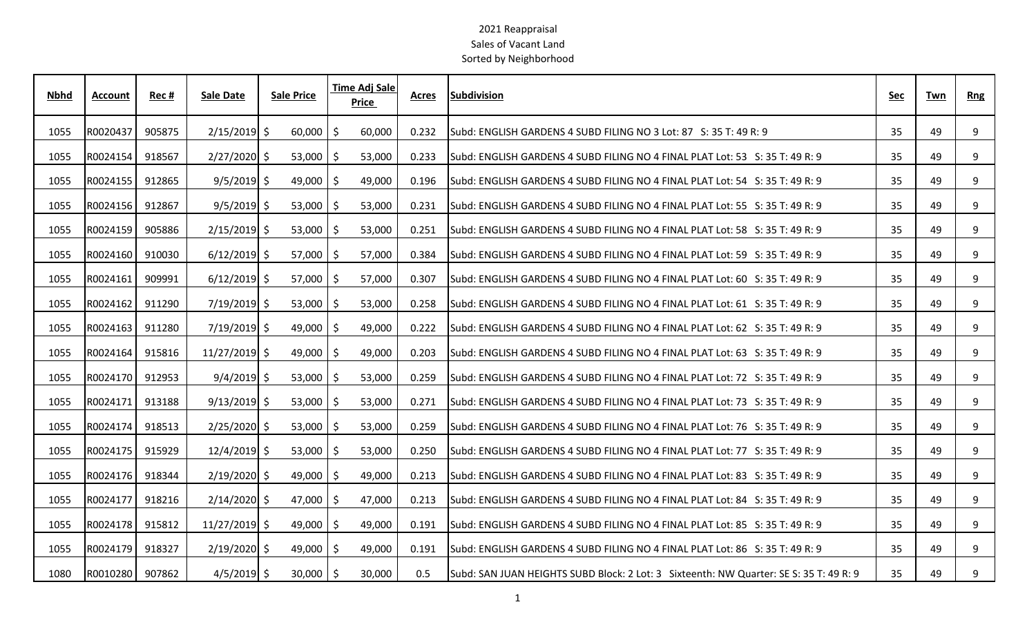# 2021 Reappraisal

Sales of Vacant Land

Sorted by Neighborhood

| Nbhd | Account | Rec # | Sale Date | Sale Price | Time Adj Sale Price | Acres | Subdivision | Sec | Twn | Rng |
|---|---|---|---|---|---|---|---|---|---|---|
| 1055 | R0020437 | 905875 | 2/15/2019 | $ 60,000 | $ 60,000 | 0.232 | Subd: ENGLISH GARDENS 4 SUBD FILING NO 3 Lot: 87 S: 35 T: 49 R: 9 | 35 | 49 | 9 |
| 1055 | R0024154 | 918567 | 2/27/2020 | $ 53,000 | $ 53,000 | 0.233 | Subd: ENGLISH GARDENS 4 SUBD FILING NO 4 FINAL PLAT Lot: 53 S: 35 T: 49 R: 9 | 35 | 49 | 9 |
| 1055 | R0024155 | 912865 | 9/5/2019 | $ 49,000 | $ 49,000 | 0.196 | Subd: ENGLISH GARDENS 4 SUBD FILING NO 4 FINAL PLAT Lot: 54 S: 35 T: 49 R: 9 | 35 | 49 | 9 |
| 1055 | R0024156 | 912867 | 9/5/2019 | $ 53,000 | $ 53,000 | 0.231 | Subd: ENGLISH GARDENS 4 SUBD FILING NO 4 FINAL PLAT Lot: 55 S: 35 T: 49 R: 9 | 35 | 49 | 9 |
| 1055 | R0024159 | 905886 | 2/15/2019 | $ 53,000 | $ 53,000 | 0.251 | Subd: ENGLISH GARDENS 4 SUBD FILING NO 4 FINAL PLAT Lot: 58 S: 35 T: 49 R: 9 | 35 | 49 | 9 |
| 1055 | R0024160 | 910030 | 6/12/2019 | $ 57,000 | $ 57,000 | 0.384 | Subd: ENGLISH GARDENS 4 SUBD FILING NO 4 FINAL PLAT Lot: 59 S: 35 T: 49 R: 9 | 35 | 49 | 9 |
| 1055 | R0024161 | 909991 | 6/12/2019 | $ 57,000 | $ 57,000 | 0.307 | Subd: ENGLISH GARDENS 4 SUBD FILING NO 4 FINAL PLAT Lot: 60 S: 35 T: 49 R: 9 | 35 | 49 | 9 |
| 1055 | R0024162 | 911290 | 7/19/2019 | $ 53,000 | $ 53,000 | 0.258 | Subd: ENGLISH GARDENS 4 SUBD FILING NO 4 FINAL PLAT Lot: 61 S: 35 T: 49 R: 9 | 35 | 49 | 9 |
| 1055 | R0024163 | 911280 | 7/19/2019 | $ 49,000 | $ 49,000 | 0.222 | Subd: ENGLISH GARDENS 4 SUBD FILING NO 4 FINAL PLAT Lot: 62 S: 35 T: 49 R: 9 | 35 | 49 | 9 |
| 1055 | R0024164 | 915816 | 11/27/2019 | $ 49,000 | $ 49,000 | 0.203 | Subd: ENGLISH GARDENS 4 SUBD FILING NO 4 FINAL PLAT Lot: 63 S: 35 T: 49 R: 9 | 35 | 49 | 9 |
| 1055 | R0024170 | 912953 | 9/4/2019 | $ 53,000 | $ 53,000 | 0.259 | Subd: ENGLISH GARDENS 4 SUBD FILING NO 4 FINAL PLAT Lot: 72 S: 35 T: 49 R: 9 | 35 | 49 | 9 |
| 1055 | R0024171 | 913188 | 9/13/2019 | $ 53,000 | $ 53,000 | 0.271 | Subd: ENGLISH GARDENS 4 SUBD FILING NO 4 FINAL PLAT Lot: 73 S: 35 T: 49 R: 9 | 35 | 49 | 9 |
| 1055 | R0024174 | 918513 | 2/25/2020 | $ 53,000 | $ 53,000 | 0.259 | Subd: ENGLISH GARDENS 4 SUBD FILING NO 4 FINAL PLAT Lot: 76 S: 35 T: 49 R: 9 | 35 | 49 | 9 |
| 1055 | R0024175 | 915929 | 12/4/2019 | $ 53,000 | $ 53,000 | 0.250 | Subd: ENGLISH GARDENS 4 SUBD FILING NO 4 FINAL PLAT Lot: 77 S: 35 T: 49 R: 9 | 35 | 49 | 9 |
| 1055 | R0024176 | 918344 | 2/19/2020 | $ 49,000 | $ 49,000 | 0.213 | Subd: ENGLISH GARDENS 4 SUBD FILING NO 4 FINAL PLAT Lot: 83 S: 35 T: 49 R: 9 | 35 | 49 | 9 |
| 1055 | R0024177 | 918216 | 2/14/2020 | $ 47,000 | $ 47,000 | 0.213 | Subd: ENGLISH GARDENS 4 SUBD FILING NO 4 FINAL PLAT Lot: 84 S: 35 T: 49 R: 9 | 35 | 49 | 9 |
| 1055 | R0024178 | 915812 | 11/27/2019 | $ 49,000 | $ 49,000 | 0.191 | Subd: ENGLISH GARDENS 4 SUBD FILING NO 4 FINAL PLAT Lot: 85 S: 35 T: 49 R: 9 | 35 | 49 | 9 |
| 1055 | R0024179 | 918327 | 2/19/2020 | $ 49,000 | $ 49,000 | 0.191 | Subd: ENGLISH GARDENS 4 SUBD FILING NO 4 FINAL PLAT Lot: 86 S: 35 T: 49 R: 9 | 35 | 49 | 9 |
| 1080 | R0010280 | 907862 | 4/5/2019 | $ 30,000 | $ 30,000 | 0.5 | Subd: SAN JUAN HEIGHTS SUBD Block: 2 Lot: 3 Sixteenth: NW Quarter: SE S: 35 T: 49 R: 9 | 35 | 49 | 9 |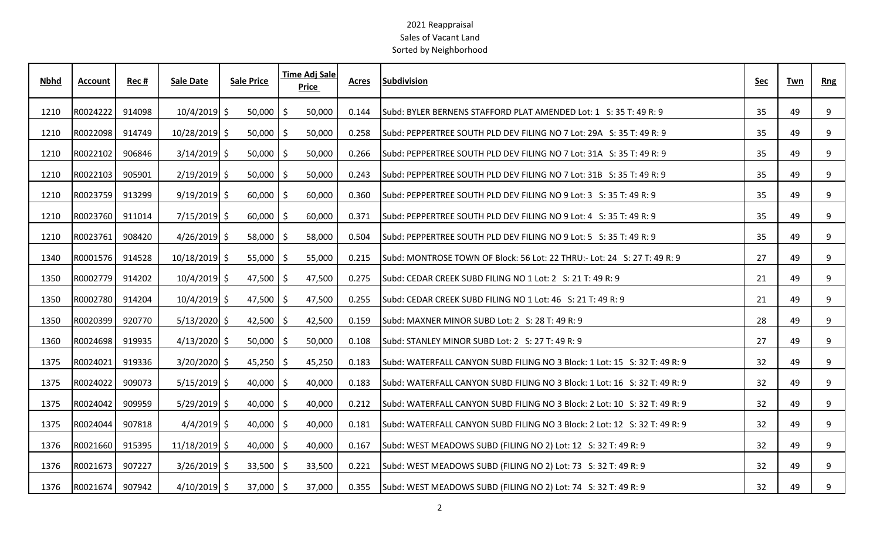2021 Reappraisal
Sales of Vacant Land
Sorted by Neighborhood

| Nbhd | Account | Rec # | Sale Date | Sale Price | Time Adj Sale Price | Acres | Subdivision | Sec | Twn | Rng |
|---|---|---|---|---|---|---|---|---|---|---|
| 1210 | R0024222 | 914098 | 10/4/2019 | $ 50,000 | $ 50,000 | 0.144 | Subd: BYLER BERNENS STAFFORD PLAT AMENDED Lot: 1 S: 35 T: 49 R: 9 | 35 | 49 | 9 |
| 1210 | R0022098 | 914749 | 10/28/2019 | $ 50,000 | $ 50,000 | 0.258 | Subd: PEPPERTREE SOUTH PLD DEV FILING NO 7 Lot: 29A S: 35 T: 49 R: 9 | 35 | 49 | 9 |
| 1210 | R0022102 | 906846 | 3/14/2019 | $ 50,000 | $ 50,000 | 0.266 | Subd: PEPPERTREE SOUTH PLD DEV FILING NO 7 Lot: 31A S: 35 T: 49 R: 9 | 35 | 49 | 9 |
| 1210 | R0022103 | 905901 | 2/19/2019 | $ 50,000 | $ 50,000 | 0.243 | Subd: PEPPERTREE SOUTH PLD DEV FILING NO 7 Lot: 31B S: 35 T: 49 R: 9 | 35 | 49 | 9 |
| 1210 | R0023759 | 913299 | 9/19/2019 | $ 60,000 | $ 60,000 | 0.360 | Subd: PEPPERTREE SOUTH PLD DEV FILING NO 9 Lot: 3 S: 35 T: 49 R: 9 | 35 | 49 | 9 |
| 1210 | R0023760 | 911014 | 7/15/2019 | $ 60,000 | $ 60,000 | 0.371 | Subd: PEPPERTREE SOUTH PLD DEV FILING NO 9 Lot: 4 S: 35 T: 49 R: 9 | 35 | 49 | 9 |
| 1210 | R0023761 | 908420 | 4/26/2019 | $ 58,000 | $ 58,000 | 0.504 | Subd: PEPPERTREE SOUTH PLD DEV FILING NO 9 Lot: 5 S: 35 T: 49 R: 9 | 35 | 49 | 9 |
| 1340 | R0001576 | 914528 | 10/18/2019 | $ 55,000 | $ 55,000 | 0.215 | Subd: MONTROSE TOWN OF Block: 56 Lot: 22 THRU:- Lot: 24 S: 27 T: 49 R: 9 | 27 | 49 | 9 |
| 1350 | R0002779 | 914202 | 10/4/2019 | $ 47,500 | $ 47,500 | 0.275 | Subd: CEDAR CREEK SUBD FILING NO 1 Lot: 2 S: 21 T: 49 R: 9 | 21 | 49 | 9 |
| 1350 | R0002780 | 914204 | 10/4/2019 | $ 47,500 | $ 47,500 | 0.255 | Subd: CEDAR CREEK SUBD FILING NO 1 Lot: 46 S: 21 T: 49 R: 9 | 21 | 49 | 9 |
| 1350 | R0020399 | 920770 | 5/13/2020 | $ 42,500 | $ 42,500 | 0.159 | Subd: MAXNER MINOR SUBD Lot: 2 S: 28 T: 49 R: 9 | 28 | 49 | 9 |
| 1360 | R0024698 | 919935 | 4/13/2020 | $ 50,000 | $ 50,000 | 0.108 | Subd: STANLEY MINOR SUBD Lot: 2 S: 27 T: 49 R: 9 | 27 | 49 | 9 |
| 1375 | R0024021 | 919336 | 3/20/2020 | $ 45,250 | $ 45,250 | 0.183 | Subd: WATERFALL CANYON SUBD FILING NO 3 Block: 1 Lot: 15 S: 32 T: 49 R: 9 | 32 | 49 | 9 |
| 1375 | R0024022 | 909073 | 5/15/2019 | $ 40,000 | $ 40,000 | 0.183 | Subd: WATERFALL CANYON SUBD FILING NO 3 Block: 1 Lot: 16 S: 32 T: 49 R: 9 | 32 | 49 | 9 |
| 1375 | R0024042 | 909959 | 5/29/2019 | $ 40,000 | $ 40,000 | 0.212 | Subd: WATERFALL CANYON SUBD FILING NO 3 Block: 2 Lot: 10 S: 32 T: 49 R: 9 | 32 | 49 | 9 |
| 1375 | R0024044 | 907818 | 4/4/2019 | $ 40,000 | $ 40,000 | 0.181 | Subd: WATERFALL CANYON SUBD FILING NO 3 Block: 2 Lot: 12 S: 32 T: 49 R: 9 | 32 | 49 | 9 |
| 1376 | R0021660 | 915395 | 11/18/2019 | $ 40,000 | $ 40,000 | 0.167 | Subd: WEST MEADOWS SUBD (FILING NO 2) Lot: 12 S: 32 T: 49 R: 9 | 32 | 49 | 9 |
| 1376 | R0021673 | 907227 | 3/26/2019 | $ 33,500 | $ 33,500 | 0.221 | Subd: WEST MEADOWS SUBD (FILING NO 2) Lot: 73 S: 32 T: 49 R: 9 | 32 | 49 | 9 |
| 1376 | R0021674 | 907942 | 4/10/2019 | $ 37,000 | $ 37,000 | 0.355 | Subd: WEST MEADOWS SUBD (FILING NO 2) Lot: 74 S: 32 T: 49 R: 9 | 32 | 49 | 9 |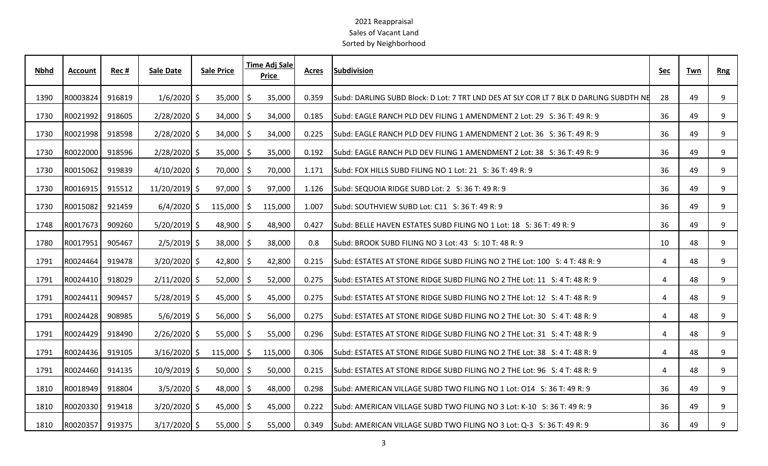2021 Reappraisal
Sales of Vacant Land
Sorted by Neighborhood

| Nbhd | Account | Rec # | Sale Date | Sale Price | Time Adj Sale Price | Acres | Subdivision | Sec | Twn | Rng |
|---|---|---|---|---|---|---|---|---|---|---|
| 1390 | R0003824 | 916819 | 1/6/2020 | $ 35,000 | $ 35,000 | 0.359 | Subd: DARLING SUBD Block: D Lot: 7 TRT LND DES AT SLY COR LT 7 BLK D DARLING SUBDTH NE | 28 | 49 | 9 |
| 1730 | R0021992 | 918605 | 2/28/2020 | $ 34,000 | $ 34,000 | 0.185 | Subd: EAGLE RANCH PLD DEV FILING 1 AMENDMENT 2 Lot: 29 S: 36 T: 49 R: 9 | 36 | 49 | 9 |
| 1730 | R0021998 | 918598 | 2/28/2020 | $ 34,000 | $ 34,000 | 0.225 | Subd: EAGLE RANCH PLD DEV FILING 1 AMENDMENT 2 Lot: 36 S: 36 T: 49 R: 9 | 36 | 49 | 9 |
| 1730 | R0022000 | 918596 | 2/28/2020 | $ 35,000 | $ 35,000 | 0.192 | Subd: EAGLE RANCH PLD DEV FILING 1 AMENDMENT 2 Lot: 38 S: 36 T: 49 R: 9 | 36 | 49 | 9 |
| 1730 | R0015062 | 919839 | 4/10/2020 | $ 70,000 | $ 70,000 | 1.171 | Subd: FOX HILLS SUBD FILING NO 1 Lot: 21 S: 36 T: 49 R: 9 | 36 | 49 | 9 |
| 1730 | R0016915 | 915512 | 11/20/2019 | $ 97,000 | $ 97,000 | 1.126 | Subd: SEQUOIA RIDGE SUBD Lot: 2 S: 36 T: 49 R: 9 | 36 | 49 | 9 |
| 1730 | R0015082 | 921459 | 6/4/2020 | $ 115,000 | $ 115,000 | 1.007 | Subd: SOUTHVIEW SUBD Lot: C11 S: 36 T: 49 R: 9 | 36 | 49 | 9 |
| 1748 | R0017673 | 909260 | 5/20/2019 | $ 48,900 | $ 48,900 | 0.427 | Subd: BELLE HAVEN ESTATES SUBD FILING NO 1 Lot: 18 S: 36 T: 49 R: 9 | 36 | 49 | 9 |
| 1780 | R0017951 | 905467 | 2/5/2019 | $ 38,000 | $ 38,000 | 0.8 | Subd: BROOK SUBD FILING NO 3 Lot: 43 S: 10 T: 48 R: 9 | 10 | 48 | 9 |
| 1791 | R0024464 | 919478 | 3/20/2020 | $ 42,800 | $ 42,800 | 0.215 | Subd: ESTATES AT STONE RIDGE SUBD FILING NO 2 THE Lot: 100 S: 4 T: 48 R: 9 | 4 | 48 | 9 |
| 1791 | R0024410 | 918029 | 2/11/2020 | $ 52,000 | $ 52,000 | 0.275 | Subd: ESTATES AT STONE RIDGE SUBD FILING NO 2 THE Lot: 11 S: 4 T: 48 R: 9 | 4 | 48 | 9 |
| 1791 | R0024411 | 909457 | 5/28/2019 | $ 45,000 | $ 45,000 | 0.275 | Subd: ESTATES AT STONE RIDGE SUBD FILING NO 2 THE Lot: 12 S: 4 T: 48 R: 9 | 4 | 48 | 9 |
| 1791 | R0024428 | 908985 | 5/6/2019 | $ 56,000 | $ 56,000 | 0.275 | Subd: ESTATES AT STONE RIDGE SUBD FILING NO 2 THE Lot: 30 S: 4 T: 48 R: 9 | 4 | 48 | 9 |
| 1791 | R0024429 | 918490 | 2/26/2020 | $ 55,000 | $ 55,000 | 0.296 | Subd: ESTATES AT STONE RIDGE SUBD FILING NO 2 THE Lot: 31 S: 4 T: 48 R: 9 | 4 | 48 | 9 |
| 1791 | R0024436 | 919105 | 3/16/2020 | $ 115,000 | $ 115,000 | 0.306 | Subd: ESTATES AT STONE RIDGE SUBD FILING NO 2 THE Lot: 38 S: 4 T: 48 R: 9 | 4 | 48 | 9 |
| 1791 | R0024460 | 914135 | 10/9/2019 | $ 50,000 | $ 50,000 | 0.215 | Subd: ESTATES AT STONE RIDGE SUBD FILING NO 2 THE Lot: 96 S: 4 T: 48 R: 9 | 4 | 48 | 9 |
| 1810 | R0018949 | 918804 | 3/5/2020 | $ 48,000 | $ 48,000 | 0.298 | Subd: AMERICAN VILLAGE SUBD TWO FILING NO 1 Lot: O14 S: 36 T: 49 R: 9 | 36 | 49 | 9 |
| 1810 | R0020330 | 919418 | 3/20/2020 | $ 45,000 | $ 45,000 | 0.222 | Subd: AMERICAN VILLAGE SUBD TWO FILING NO 3 Lot: K-10 S: 36 T: 49 R: 9 | 36 | 49 | 9 |
| 1810 | R0020357 | 919375 | 3/17/2020 | $ 55,000 | $ 55,000 | 0.349 | Subd: AMERICAN VILLAGE SUBD TWO FILING NO 3 Lot: Q-3 S: 36 T: 49 R: 9 | 36 | 49 | 9 |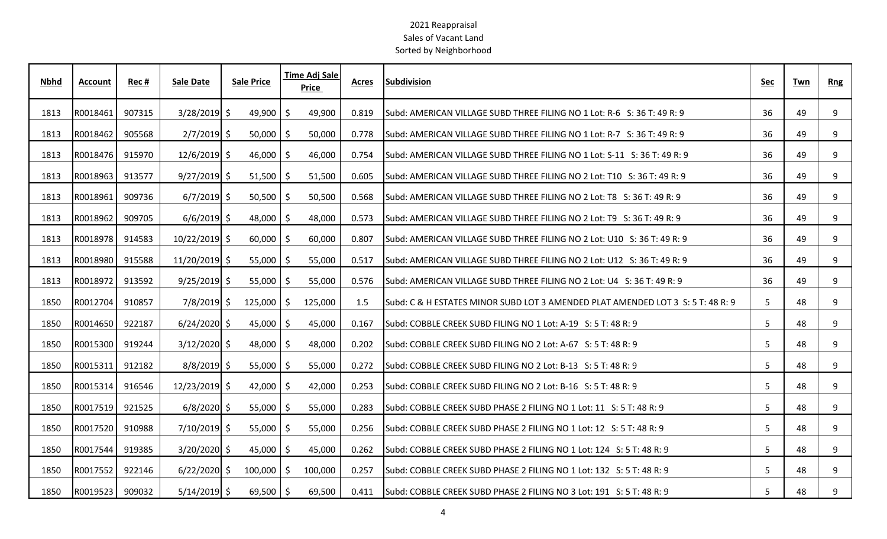2021 Reappraisal
Sales of Vacant Land
Sorted by Neighborhood

| Nbhd | Account | Rec # | Sale Date | Sale Price | Time Adj Sale Price | Acres | Subdivision | Sec | Twn | Rng |
|---|---|---|---|---|---|---|---|---|---|---|
| 1813 | R0018461 | 907315 | 3/28/2019 | $ 49,900 | $ 49,900 | 0.819 | Subd: AMERICAN VILLAGE SUBD THREE FILING NO 1 Lot: R-6 S: 36 T: 49 R: 9 | 36 | 49 | 9 |
| 1813 | R0018462 | 905568 | 2/7/2019 | $ 50,000 | $ 50,000 | 0.778 | Subd: AMERICAN VILLAGE SUBD THREE FILING NO 1 Lot: R-7 S: 36 T: 49 R: 9 | 36 | 49 | 9 |
| 1813 | R0018476 | 915970 | 12/6/2019 | $ 46,000 | $ 46,000 | 0.754 | Subd: AMERICAN VILLAGE SUBD THREE FILING NO 1 Lot: S-11 S: 36 T: 49 R: 9 | 36 | 49 | 9 |
| 1813 | R0018963 | 913577 | 9/27/2019 | $ 51,500 | $ 51,500 | 0.605 | Subd: AMERICAN VILLAGE SUBD THREE FILING NO 2 Lot: T10 S: 36 T: 49 R: 9 | 36 | 49 | 9 |
| 1813 | R0018961 | 909736 | 6/7/2019 | $ 50,500 | $ 50,500 | 0.568 | Subd: AMERICAN VILLAGE SUBD THREE FILING NO 2 Lot: T8 S: 36 T: 49 R: 9 | 36 | 49 | 9 |
| 1813 | R0018962 | 909705 | 6/6/2019 | $ 48,000 | $ 48,000 | 0.573 | Subd: AMERICAN VILLAGE SUBD THREE FILING NO 2 Lot: T9 S: 36 T: 49 R: 9 | 36 | 49 | 9 |
| 1813 | R0018978 | 914583 | 10/22/2019 | $ 60,000 | $ 60,000 | 0.807 | Subd: AMERICAN VILLAGE SUBD THREE FILING NO 2 Lot: U10 S: 36 T: 49 R: 9 | 36 | 49 | 9 |
| 1813 | R0018980 | 915588 | 11/20/2019 | $ 55,000 | $ 55,000 | 0.517 | Subd: AMERICAN VILLAGE SUBD THREE FILING NO 2 Lot: U12 S: 36 T: 49 R: 9 | 36 | 49 | 9 |
| 1813 | R0018972 | 913592 | 9/25/2019 | $ 55,000 | $ 55,000 | 0.576 | Subd: AMERICAN VILLAGE SUBD THREE FILING NO 2 Lot: U4 S: 36 T: 49 R: 9 | 36 | 49 | 9 |
| 1850 | R0012704 | 910857 | 7/8/2019 | $ 125,000 | $ 125,000 | 1.5 | Subd: C & H ESTATES MINOR SUBD LOT 3 AMENDED PLAT AMENDED LOT 3 S: 5 T: 48 R: 9 | 5 | 48 | 9 |
| 1850 | R0014650 | 922187 | 6/24/2020 | $ 45,000 | $ 45,000 | 0.167 | Subd: COBBLE CREEK SUBD FILING NO 1 Lot: A-19 S: 5 T: 48 R: 9 | 5 | 48 | 9 |
| 1850 | R0015300 | 919244 | 3/12/2020 | $ 48,000 | $ 48,000 | 0.202 | Subd: COBBLE CREEK SUBD FILING NO 2 Lot: A-67 S: 5 T: 48 R: 9 | 5 | 48 | 9 |
| 1850 | R0015311 | 912182 | 8/8/2019 | $ 55,000 | $ 55,000 | 0.272 | Subd: COBBLE CREEK SUBD FILING NO 2 Lot: B-13 S: 5 T: 48 R: 9 | 5 | 48 | 9 |
| 1850 | R0015314 | 916546 | 12/23/2019 | $ 42,000 | $ 42,000 | 0.253 | Subd: COBBLE CREEK SUBD FILING NO 2 Lot: B-16 S: 5 T: 48 R: 9 | 5 | 48 | 9 |
| 1850 | R0017519 | 921525 | 6/8/2020 | $ 55,000 | $ 55,000 | 0.283 | Subd: COBBLE CREEK SUBD PHASE 2 FILING NO 1 Lot: 11 S: 5 T: 48 R: 9 | 5 | 48 | 9 |
| 1850 | R0017520 | 910988 | 7/10/2019 | $ 55,000 | $ 55,000 | 0.256 | Subd: COBBLE CREEK SUBD PHASE 2 FILING NO 1 Lot: 12 S: 5 T: 48 R: 9 | 5 | 48 | 9 |
| 1850 | R0017544 | 919385 | 3/20/2020 | $ 45,000 | $ 45,000 | 0.262 | Subd: COBBLE CREEK SUBD PHASE 2 FILING NO 1 Lot: 124 S: 5 T: 48 R: 9 | 5 | 48 | 9 |
| 1850 | R0017552 | 922146 | 6/22/2020 | $ 100,000 | $ 100,000 | 0.257 | Subd: COBBLE CREEK SUBD PHASE 2 FILING NO 1 Lot: 132 S: 5 T: 48 R: 9 | 5 | 48 | 9 |
| 1850 | R0019523 | 909032 | 5/14/2019 | $ 69,500 | $ 69,500 | 0.411 | Subd: COBBLE CREEK SUBD PHASE 2 FILING NO 3 Lot: 191 S: 5 T: 48 R: 9 | 5 | 48 | 9 |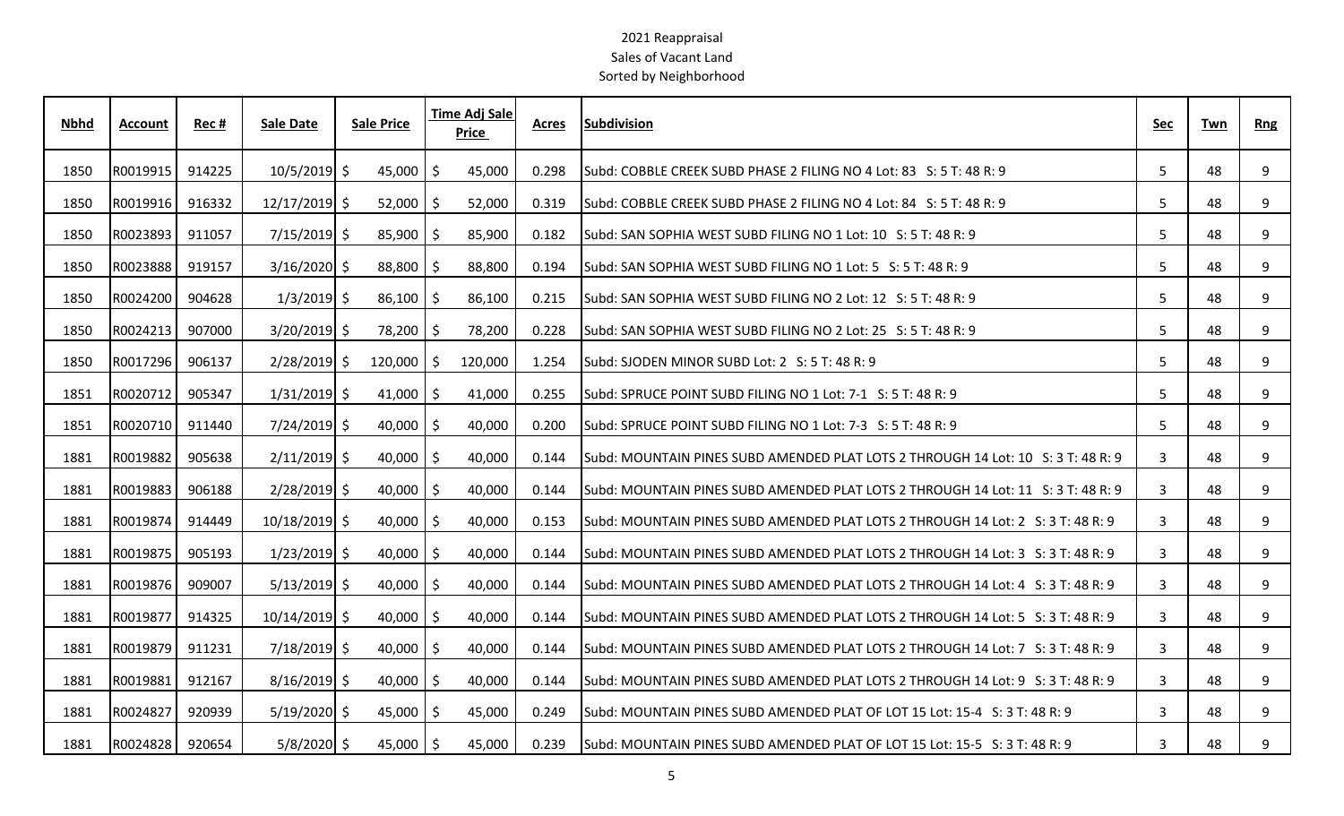2021 Reappraisal
Sales of Vacant Land
Sorted by Neighborhood

| Nbhd | Account | Rec # | Sale Date | Sale Price | Time Adj Sale Price | Acres | Subdivision | Sec | Twn | Rng |
|---|---|---|---|---|---|---|---|---|---|---|
| 1850 | R0019915 | 914225 | 10/5/2019 | $ 45,000 | $ 45,000 | 0.298 | Subd: COBBLE CREEK SUBD PHASE 2 FILING NO 4 Lot: 83 S: 5 T: 48 R: 9 | 5 | 48 | 9 |
| 1850 | R0019916 | 916332 | 12/17/2019 | $ 52,000 | $ 52,000 | 0.319 | Subd: COBBLE CREEK SUBD PHASE 2 FILING NO 4 Lot: 84 S: 5 T: 48 R: 9 | 5 | 48 | 9 |
| 1850 | R0023893 | 911057 | 7/15/2019 | $ 85,900 | $ 85,900 | 0.182 | Subd: SAN SOPHIA WEST SUBD FILING NO 1 Lot: 10 S: 5 T: 48 R: 9 | 5 | 48 | 9 |
| 1850 | R0023888 | 919157 | 3/16/2020 | $ 88,800 | $ 88,800 | 0.194 | Subd: SAN SOPHIA WEST SUBD FILING NO 1 Lot: 5 S: 5 T: 48 R: 9 | 5 | 48 | 9 |
| 1850 | R0024200 | 904628 | 1/3/2019 | $ 86,100 | $ 86,100 | 0.215 | Subd: SAN SOPHIA WEST SUBD FILING NO 2 Lot: 12 S: 5 T: 48 R: 9 | 5 | 48 | 9 |
| 1850 | R0024213 | 907000 | 3/20/2019 | $ 78,200 | $ 78,200 | 0.228 | Subd: SAN SOPHIA WEST SUBD FILING NO 2 Lot: 25 S: 5 T: 48 R: 9 | 5 | 48 | 9 |
| 1850 | R0017296 | 906137 | 2/28/2019 | $ 120,000 | $ 120,000 | 1.254 | Subd: SJODEN MINOR SUBD Lot: 2 S: 5 T: 48 R: 9 | 5 | 48 | 9 |
| 1851 | R0020712 | 905347 | 1/31/2019 | $ 41,000 | $ 41,000 | 0.255 | Subd: SPRUCE POINT SUBD FILING NO 1 Lot: 7-1 S: 5 T: 48 R: 9 | 5 | 48 | 9 |
| 1851 | R0020710 | 911440 | 7/24/2019 | $ 40,000 | $ 40,000 | 0.200 | Subd: SPRUCE POINT SUBD FILING NO 1 Lot: 7-3 S: 5 T: 48 R: 9 | 5 | 48 | 9 |
| 1881 | R0019882 | 905638 | 2/11/2019 | $ 40,000 | $ 40,000 | 0.144 | Subd: MOUNTAIN PINES SUBD AMENDED PLAT LOTS 2 THROUGH 14 Lot: 10 S: 3 T: 48 R: 9 | 3 | 48 | 9 |
| 1881 | R0019883 | 906188 | 2/28/2019 | $ 40,000 | $ 40,000 | 0.144 | Subd: MOUNTAIN PINES SUBD AMENDED PLAT LOTS 2 THROUGH 14 Lot: 11 S: 3 T: 48 R: 9 | 3 | 48 | 9 |
| 1881 | R0019874 | 914449 | 10/18/2019 | $ 40,000 | $ 40,000 | 0.153 | Subd: MOUNTAIN PINES SUBD AMENDED PLAT LOTS 2 THROUGH 14 Lot: 2 S: 3 T: 48 R: 9 | 3 | 48 | 9 |
| 1881 | R0019875 | 905193 | 1/23/2019 | $ 40,000 | $ 40,000 | 0.144 | Subd: MOUNTAIN PINES SUBD AMENDED PLAT LOTS 2 THROUGH 14 Lot: 3 S: 3 T: 48 R: 9 | 3 | 48 | 9 |
| 1881 | R0019876 | 909007 | 5/13/2019 | $ 40,000 | $ 40,000 | 0.144 | Subd: MOUNTAIN PINES SUBD AMENDED PLAT LOTS 2 THROUGH 14 Lot: 4 S: 3 T: 48 R: 9 | 3 | 48 | 9 |
| 1881 | R0019877 | 914325 | 10/14/2019 | $ 40,000 | $ 40,000 | 0.144 | Subd: MOUNTAIN PINES SUBD AMENDED PLAT LOTS 2 THROUGH 14 Lot: 5 S: 3 T: 48 R: 9 | 3 | 48 | 9 |
| 1881 | R0019879 | 911231 | 7/18/2019 | $ 40,000 | $ 40,000 | 0.144 | Subd: MOUNTAIN PINES SUBD AMENDED PLAT LOTS 2 THROUGH 14 Lot: 7 S: 3 T: 48 R: 9 | 3 | 48 | 9 |
| 1881 | R0019881 | 912167 | 8/16/2019 | $ 40,000 | $ 40,000 | 0.144 | Subd: MOUNTAIN PINES SUBD AMENDED PLAT LOTS 2 THROUGH 14 Lot: 9 S: 3 T: 48 R: 9 | 3 | 48 | 9 |
| 1881 | R0024827 | 920939 | 5/19/2020 | $ 45,000 | $ 45,000 | 0.249 | Subd: MOUNTAIN PINES SUBD AMENDED PLAT OF LOT 15 Lot: 15-4 S: 3 T: 48 R: 9 | 3 | 48 | 9 |
| 1881 | R0024828 | 920654 | 5/8/2020 | $ 45,000 | $ 45,000 | 0.239 | Subd: MOUNTAIN PINES SUBD AMENDED PLAT OF LOT 15 Lot: 15-5 S: 3 T: 48 R: 9 | 3 | 48 | 9 |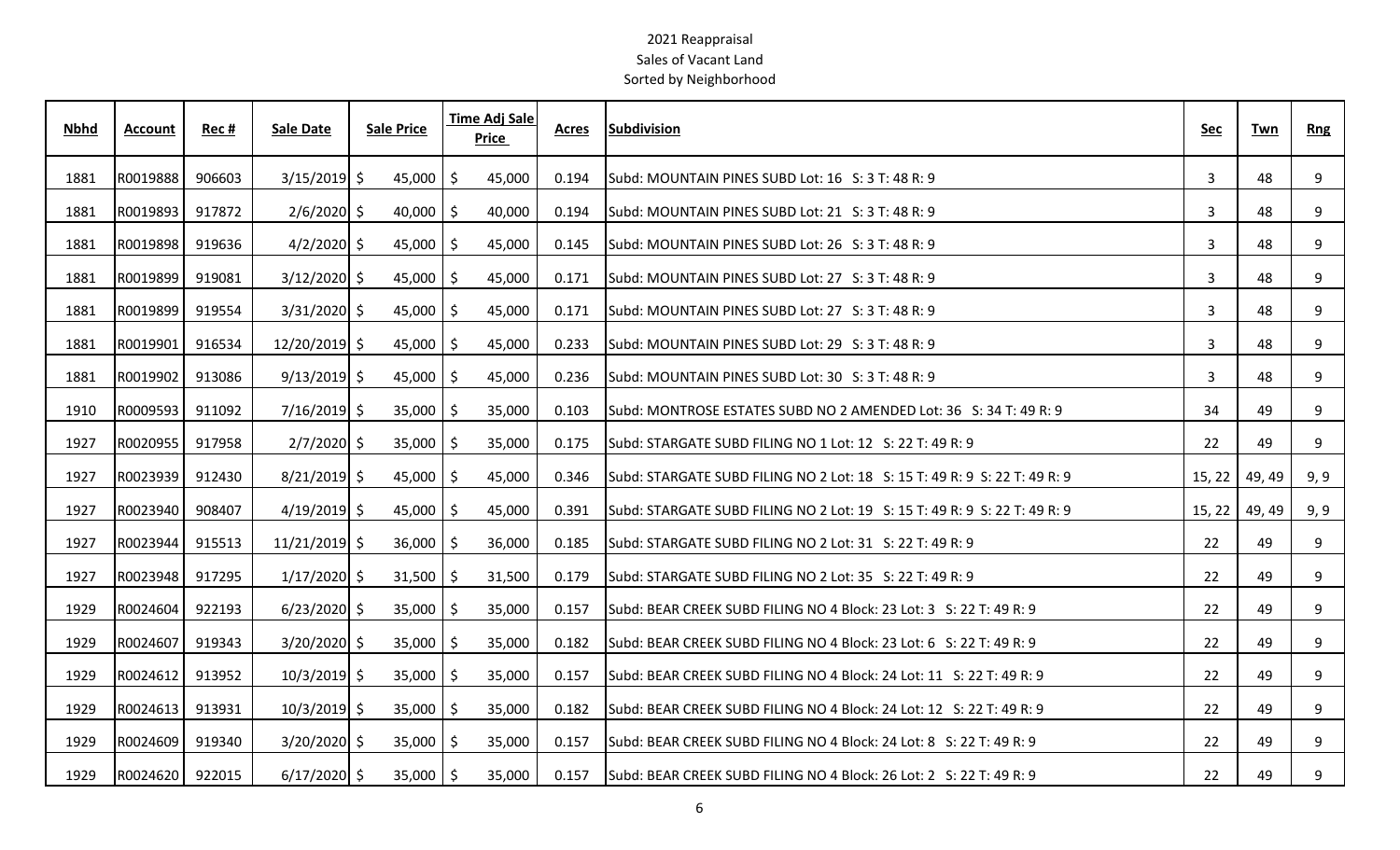2021 Reappraisal
Sales of Vacant Land
Sorted by Neighborhood

| Nbhd | Account | Rec # | Sale Date | Sale Price | Time Adj Sale Price | Acres | Subdivision | Sec | Twn | Rng |
|---|---|---|---|---|---|---|---|---|---|---|
| 1881 | R0019888 | 906603 | 3/15/2019 | $ 45,000 | $ 45,000 | 0.194 | Subd: MOUNTAIN PINES SUBD Lot: 16 S: 3 T: 48 R: 9 | 3 | 48 | 9 |
| 1881 | R0019893 | 917872 | 2/6/2020 | $ 40,000 | $ 40,000 | 0.194 | Subd: MOUNTAIN PINES SUBD Lot: 21 S: 3 T: 48 R: 9 | 3 | 48 | 9 |
| 1881 | R0019898 | 919636 | 4/2/2020 | $ 45,000 | $ 45,000 | 0.145 | Subd: MOUNTAIN PINES SUBD Lot: 26 S: 3 T: 48 R: 9 | 3 | 48 | 9 |
| 1881 | R0019899 | 919081 | 3/12/2020 | $ 45,000 | $ 45,000 | 0.171 | Subd: MOUNTAIN PINES SUBD Lot: 27 S: 3 T: 48 R: 9 | 3 | 48 | 9 |
| 1881 | R0019899 | 919554 | 3/31/2020 | $ 45,000 | $ 45,000 | 0.171 | Subd: MOUNTAIN PINES SUBD Lot: 27 S: 3 T: 48 R: 9 | 3 | 48 | 9 |
| 1881 | R0019901 | 916534 | 12/20/2019 | $ 45,000 | $ 45,000 | 0.233 | Subd: MOUNTAIN PINES SUBD Lot: 29 S: 3 T: 48 R: 9 | 3 | 48 | 9 |
| 1881 | R0019902 | 913086 | 9/13/2019 | $ 45,000 | $ 45,000 | 0.236 | Subd: MOUNTAIN PINES SUBD Lot: 30 S: 3 T: 48 R: 9 | 3 | 48 | 9 |
| 1910 | R0009593 | 911092 | 7/16/2019 | $ 35,000 | $ 35,000 | 0.103 | Subd: MONTROSE ESTATES SUBD NO 2 AMENDED Lot: 36 S: 34 T: 49 R: 9 | 34 | 49 | 9 |
| 1927 | R0020955 | 917958 | 2/7/2020 | $ 35,000 | $ 35,000 | 0.175 | Subd: STARGATE SUBD FILING NO 1 Lot: 12 S: 22 T: 49 R: 9 | 22 | 49 | 9 |
| 1927 | R0023939 | 912430 | 8/21/2019 | $ 45,000 | $ 45,000 | 0.346 | Subd: STARGATE SUBD FILING NO 2 Lot: 18 S: 15 T: 49 R: 9 S: 22 T: 49 R: 9 | 15, 22 | 49, 49 | 9, 9 |
| 1927 | R0023940 | 908407 | 4/19/2019 | $ 45,000 | $ 45,000 | 0.391 | Subd: STARGATE SUBD FILING NO 2 Lot: 19 S: 15 T: 49 R: 9 S: 22 T: 49 R: 9 | 15, 22 | 49, 49 | 9, 9 |
| 1927 | R0023944 | 915513 | 11/21/2019 | $ 36,000 | $ 36,000 | 0.185 | Subd: STARGATE SUBD FILING NO 2 Lot: 31 S: 22 T: 49 R: 9 | 22 | 49 | 9 |
| 1927 | R0023948 | 917295 | 1/17/2020 | $ 31,500 | $ 31,500 | 0.179 | Subd: STARGATE SUBD FILING NO 2 Lot: 35 S: 22 T: 49 R: 9 | 22 | 49 | 9 |
| 1929 | R0024604 | 922193 | 6/23/2020 | $ 35,000 | $ 35,000 | 0.157 | Subd: BEAR CREEK SUBD FILING NO 4 Block: 23 Lot: 3 S: 22 T: 49 R: 9 | 22 | 49 | 9 |
| 1929 | R0024607 | 919343 | 3/20/2020 | $ 35,000 | $ 35,000 | 0.182 | Subd: BEAR CREEK SUBD FILING NO 4 Block: 23 Lot: 6 S: 22 T: 49 R: 9 | 22 | 49 | 9 |
| 1929 | R0024612 | 913952 | 10/3/2019 | $ 35,000 | $ 35,000 | 0.157 | Subd: BEAR CREEK SUBD FILING NO 4 Block: 24 Lot: 11 S: 22 T: 49 R: 9 | 22 | 49 | 9 |
| 1929 | R0024613 | 913931 | 10/3/2019 | $ 35,000 | $ 35,000 | 0.182 | Subd: BEAR CREEK SUBD FILING NO 4 Block: 24 Lot: 12 S: 22 T: 49 R: 9 | 22 | 49 | 9 |
| 1929 | R0024609 | 919340 | 3/20/2020 | $ 35,000 | $ 35,000 | 0.157 | Subd: BEAR CREEK SUBD FILING NO 4 Block: 24 Lot: 8 S: 22 T: 49 R: 9 | 22 | 49 | 9 |
| 1929 | R0024620 | 922015 | 6/17/2020 | $ 35,000 | $ 35,000 | 0.157 | Subd: BEAR CREEK SUBD FILING NO 4 Block: 26 Lot: 2 S: 22 T: 49 R: 9 | 22 | 49 | 9 |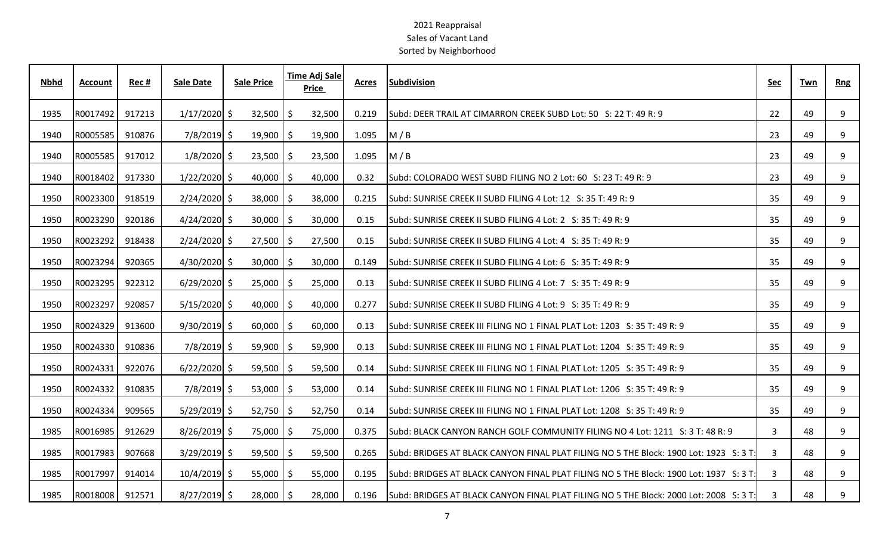2021 Reappraisal
Sales of Vacant Land
Sorted by Neighborhood

| Nbhd | Account | Rec # | Sale Date | Sale Price | Time Adj Sale Price | Acres | Subdivision | Sec | Twn | Rng |
|---|---|---|---|---|---|---|---|---|---|---|
| 1935 | R0017492 | 917213 | 1/17/2020 | $ 32,500 | $ 32,500 | 0.219 | Subd: DEER TRAIL AT CIMARRON CREEK SUBD Lot: 50 S: 22 T: 49 R: 9 | 22 | 49 | 9 |
| 1940 | R0005585 | 910876 | 7/8/2019 | $ 19,900 | $ 19,900 | 1.095 | M / B | 23 | 49 | 9 |
| 1940 | R0005585 | 917012 | 1/8/2020 | $ 23,500 | $ 23,500 | 1.095 | M / B | 23 | 49 | 9 |
| 1940 | R0018402 | 917330 | 1/22/2020 | $ 40,000 | $ 40,000 | 0.32 | Subd: COLORADO WEST SUBD FILING NO 2 Lot: 60 S: 23 T: 49 R: 9 | 23 | 49 | 9 |
| 1950 | R0023300 | 918519 | 2/24/2020 | $ 38,000 | $ 38,000 | 0.215 | Subd: SUNRISE CREEK II SUBD FILING 4 Lot: 12 S: 35 T: 49 R: 9 | 35 | 49 | 9 |
| 1950 | R0023290 | 920186 | 4/24/2020 | $ 30,000 | $ 30,000 | 0.15 | Subd: SUNRISE CREEK II SUBD FILING 4 Lot: 2 S: 35 T: 49 R: 9 | 35 | 49 | 9 |
| 1950 | R0023292 | 918438 | 2/24/2020 | $ 27,500 | $ 27,500 | 0.15 | Subd: SUNRISE CREEK II SUBD FILING 4 Lot: 4 S: 35 T: 49 R: 9 | 35 | 49 | 9 |
| 1950 | R0023294 | 920365 | 4/30/2020 | $ 30,000 | $ 30,000 | 0.149 | Subd: SUNRISE CREEK II SUBD FILING 4 Lot: 6 S: 35 T: 49 R: 9 | 35 | 49 | 9 |
| 1950 | R0023295 | 922312 | 6/29/2020 | $ 25,000 | $ 25,000 | 0.13 | Subd: SUNRISE CREEK II SUBD FILING 4 Lot: 7 S: 35 T: 49 R: 9 | 35 | 49 | 9 |
| 1950 | R0023297 | 920857 | 5/15/2020 | $ 40,000 | $ 40,000 | 0.277 | Subd: SUNRISE CREEK II SUBD FILING 4 Lot: 9 S: 35 T: 49 R: 9 | 35 | 49 | 9 |
| 1950 | R0024329 | 913600 | 9/30/2019 | $ 60,000 | $ 60,000 | 0.13 | Subd: SUNRISE CREEK III FILING NO 1 FINAL PLAT Lot: 1203 S: 35 T: 49 R: 9 | 35 | 49 | 9 |
| 1950 | R0024330 | 910836 | 7/8/2019 | $ 59,900 | $ 59,900 | 0.13 | Subd: SUNRISE CREEK III FILING NO 1 FINAL PLAT Lot: 1204 S: 35 T: 49 R: 9 | 35 | 49 | 9 |
| 1950 | R0024331 | 922076 | 6/22/2020 | $ 59,500 | $ 59,500 | 0.14 | Subd: SUNRISE CREEK III FILING NO 1 FINAL PLAT Lot: 1205 S: 35 T: 49 R: 9 | 35 | 49 | 9 |
| 1950 | R0024332 | 910835 | 7/8/2019 | $ 53,000 | $ 53,000 | 0.14 | Subd: SUNRISE CREEK III FILING NO 1 FINAL PLAT Lot: 1206 S: 35 T: 49 R: 9 | 35 | 49 | 9 |
| 1950 | R0024334 | 909565 | 5/29/2019 | $ 52,750 | $ 52,750 | 0.14 | Subd: SUNRISE CREEK III FILING NO 1 FINAL PLAT Lot: 1208 S: 35 T: 49 R: 9 | 35 | 49 | 9 |
| 1985 | R0016985 | 912629 | 8/26/2019 | $ 75,000 | $ 75,000 | 0.375 | Subd: BLACK CANYON RANCH GOLF COMMUNITY FILING NO 4 Lot: 1211 S: 3 T: 48 R: 9 | 3 | 48 | 9 |
| 1985 | R0017983 | 907668 | 3/29/2019 | $ 59,500 | $ 59,500 | 0.265 | Subd: BRIDGES AT BLACK CANYON FINAL PLAT FILING NO 5 THE Block: 1900 Lot: 1923 S: 3 T: | 3 | 48 | 9 |
| 1985 | R0017997 | 914014 | 10/4/2019 | $ 55,000 | $ 55,000 | 0.195 | Subd: BRIDGES AT BLACK CANYON FINAL PLAT FILING NO 5 THE Block: 1900 Lot: 1937 S: 3 T: | 3 | 48 | 9 |
| 1985 | R0018008 | 912571 | 8/27/2019 | $ 28,000 | $ 28,000 | 0.196 | Subd: BRIDGES AT BLACK CANYON FINAL PLAT FILING NO 5 THE Block: 2000 Lot: 2008 S: 3 T: | 3 | 48 | 9 |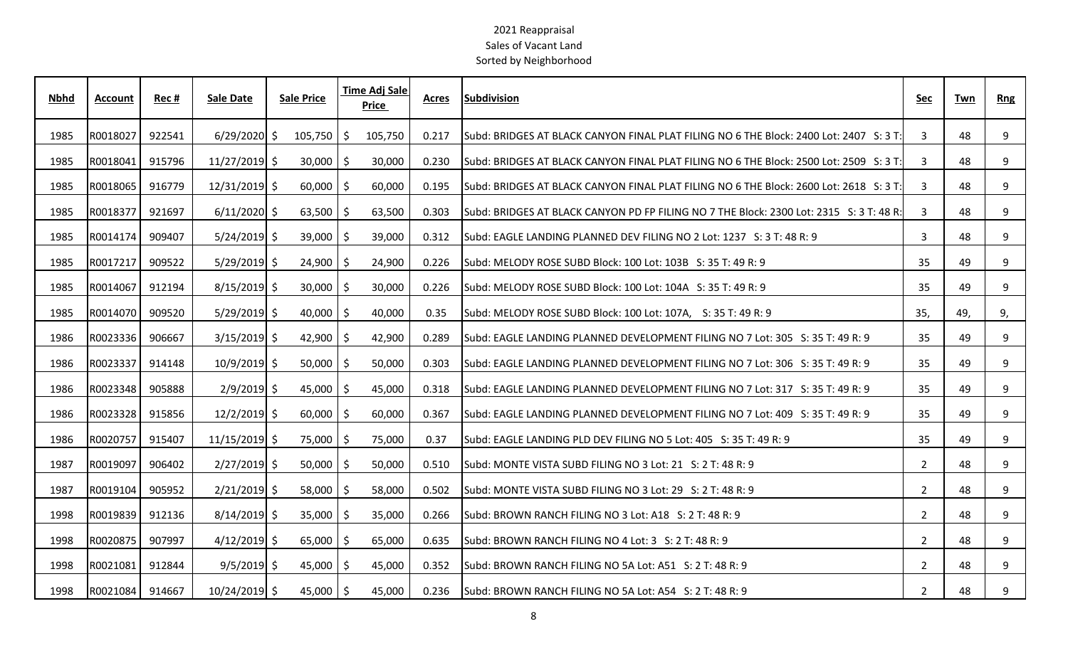2021 Reappraisal

Sales of Vacant Land

Sorted by Neighborhood

| Nbhd | Account | Rec # | Sale Date | Sale Price | Time Adj Sale Price | Acres | Subdivision | Sec | Twn | Rng |
|---|---|---|---|---|---|---|---|---|---|---|
| 1985 | R0018027 | 922541 | 6/29/2020 | $ 105,750 | $ 105,750 | 0.217 | Subd: BRIDGES AT BLACK CANYON FINAL PLAT FILING NO 6 THE Block: 2400 Lot: 2407 S: 3 T: | 3 | 48 | 9 |
| 1985 | R0018041 | 915796 | 11/27/2019 | $ 30,000 | $ 30,000 | 0.230 | Subd: BRIDGES AT BLACK CANYON FINAL PLAT FILING NO 6 THE Block: 2500 Lot: 2509 S: 3 T: | 3 | 48 | 9 |
| 1985 | R0018065 | 916779 | 12/31/2019 | $ 60,000 | $ 60,000 | 0.195 | Subd: BRIDGES AT BLACK CANYON FINAL PLAT FILING NO 6 THE Block: 2600 Lot: 2618 S: 3 T: | 3 | 48 | 9 |
| 1985 | R0018377 | 921697 | 6/11/2020 | $ 63,500 | $ 63,500 | 0.303 | Subd: BRIDGES AT BLACK CANYON PD FP FILING NO 7 THE Block: 2300 Lot: 2315 S: 3 T: 48 R: | 3 | 48 | 9 |
| 1985 | R0014174 | 909407 | 5/24/2019 | $ 39,000 | $ 39,000 | 0.312 | Subd: EAGLE LANDING PLANNED DEV FILING NO 2 Lot: 1237 S: 3 T: 48 R: 9 | 3 | 48 | 9 |
| 1985 | R0017217 | 909522 | 5/29/2019 | $ 24,900 | $ 24,900 | 0.226 | Subd: MELODY ROSE SUBD Block: 100 Lot: 103B S: 35 T: 49 R: 9 | 35 | 49 | 9 |
| 1985 | R0014067 | 912194 | 8/15/2019 | $ 30,000 | $ 30,000 | 0.226 | Subd: MELODY ROSE SUBD Block: 100 Lot: 104A S: 35 T: 49 R: 9 | 35 | 49 | 9 |
| 1985 | R0014070 | 909520 | 5/29/2019 | $ 40,000 | $ 40,000 | 0.35 | Subd: MELODY ROSE SUBD Block: 100 Lot: 107A, S: 35 T: 49 R: 9 | 35, | 49, | 9, |
| 1986 | R0023336 | 906667 | 3/15/2019 | $ 42,900 | $ 42,900 | 0.289 | Subd: EAGLE LANDING PLANNED DEVELOPMENT FILING NO 7 Lot: 305 S: 35 T: 49 R: 9 | 35 | 49 | 9 |
| 1986 | R0023337 | 914148 | 10/9/2019 | $ 50,000 | $ 50,000 | 0.303 | Subd: EAGLE LANDING PLANNED DEVELOPMENT FILING NO 7 Lot: 306 S: 35 T: 49 R: 9 | 35 | 49 | 9 |
| 1986 | R0023348 | 905888 | 2/9/2019 | $ 45,000 | $ 45,000 | 0.318 | Subd: EAGLE LANDING PLANNED DEVELOPMENT FILING NO 7 Lot: 317 S: 35 T: 49 R: 9 | 35 | 49 | 9 |
| 1986 | R0023328 | 915856 | 12/2/2019 | $ 60,000 | $ 60,000 | 0.367 | Subd: EAGLE LANDING PLANNED DEVELOPMENT FILING NO 7 Lot: 409 S: 35 T: 49 R: 9 | 35 | 49 | 9 |
| 1986 | R0020757 | 915407 | 11/15/2019 | $ 75,000 | $ 75,000 | 0.37 | Subd: EAGLE LANDING PLD DEV FILING NO 5 Lot: 405 S: 35 T: 49 R: 9 | 35 | 49 | 9 |
| 1987 | R0019097 | 906402 | 2/27/2019 | $ 50,000 | $ 50,000 | 0.510 | Subd: MONTE VISTA SUBD FILING NO 3 Lot: 21 S: 2 T: 48 R: 9 | 2 | 48 | 9 |
| 1987 | R0019104 | 905952 | 2/21/2019 | $ 58,000 | $ 58,000 | 0.502 | Subd: MONTE VISTA SUBD FILING NO 3 Lot: 29 S: 2 T: 48 R: 9 | 2 | 48 | 9 |
| 1998 | R0019839 | 912136 | 8/14/2019 | $ 35,000 | $ 35,000 | 0.266 | Subd: BROWN RANCH FILING NO 3 Lot: A18 S: 2 T: 48 R: 9 | 2 | 48 | 9 |
| 1998 | R0020875 | 907997 | 4/12/2019 | $ 65,000 | $ 65,000 | 0.635 | Subd: BROWN RANCH FILING NO 4 Lot: 3 S: 2 T: 48 R: 9 | 2 | 48 | 9 |
| 1998 | R0021081 | 912844 | 9/5/2019 | $ 45,000 | $ 45,000 | 0.352 | Subd: BROWN RANCH FILING NO 5A Lot: A51 S: 2 T: 48 R: 9 | 2 | 48 | 9 |
| 1998 | R0021084 | 914667 | 10/24/2019 | $ 45,000 | $ 45,000 | 0.236 | Subd: BROWN RANCH FILING NO 5A Lot: A54 S: 2 T: 48 R: 9 | 2 | 48 | 9 |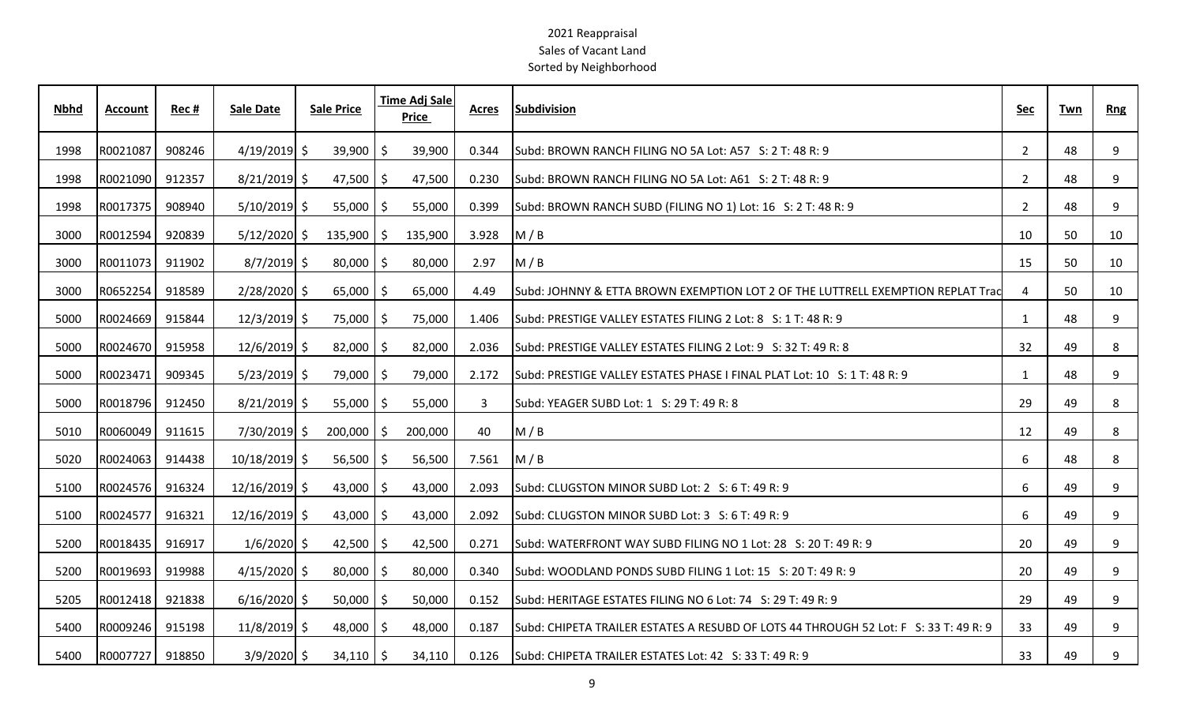2021 Reappraisal

Sales of Vacant Land

Sorted by Neighborhood

| Nbhd | Account | Rec # | Sale Date | Sale Price | Time Adj Sale Price | Acres | Subdivision | Sec | Twn | Rng |
|---|---|---|---|---|---|---|---|---|---|---|
| 1998 | R0021087 | 908246 | 4/19/2019 | $ 39,900 | $ 39,900 | 0.344 | Subd: BROWN RANCH FILING NO 5A Lot: A57 S: 2 T: 48 R: 9 | 2 | 48 | 9 |
| 1998 | R0021090 | 912357 | 8/21/2019 | $ 47,500 | $ 47,500 | 0.230 | Subd: BROWN RANCH FILING NO 5A Lot: A61 S: 2 T: 48 R: 9 | 2 | 48 | 9 |
| 1998 | R0017375 | 908940 | 5/10/2019 | $ 55,000 | $ 55,000 | 0.399 | Subd: BROWN RANCH SUBD (FILING NO 1) Lot: 16 S: 2 T: 48 R: 9 | 2 | 48 | 9 |
| 3000 | R0012594 | 920839 | 5/12/2020 | $ 135,900 | $ 135,900 | 3.928 | M / B | 10 | 50 | 10 |
| 3000 | R0011073 | 911902 | 8/7/2019 | $ 80,000 | $ 80,000 | 2.97 | M / B | 15 | 50 | 10 |
| 3000 | R0652254 | 918589 | 2/28/2020 | $ 65,000 | $ 65,000 | 4.49 | Subd: JOHNNY & ETTA BROWN EXEMPTION LOT 2 OF THE LUTTRELL EXEMPTION REPLAT Trac | 4 | 50 | 10 |
| 5000 | R0024669 | 915844 | 12/3/2019 | $ 75,000 | $ 75,000 | 1.406 | Subd: PRESTIGE VALLEY ESTATES FILING 2 Lot: 8 S: 1 T: 48 R: 9 | 1 | 48 | 9 |
| 5000 | R0024670 | 915958 | 12/6/2019 | $ 82,000 | $ 82,000 | 2.036 | Subd: PRESTIGE VALLEY ESTATES FILING 2 Lot: 9 S: 32 T: 49 R: 8 | 32 | 49 | 8 |
| 5000 | R0023471 | 909345 | 5/23/2019 | $ 79,000 | $ 79,000 | 2.172 | Subd: PRESTIGE VALLEY ESTATES PHASE I FINAL PLAT Lot: 10 S: 1 T: 48 R: 9 | 1 | 48 | 9 |
| 5000 | R0018796 | 912450 | 8/21/2019 | $ 55,000 | $ 55,000 | 3 | Subd: YEAGER SUBD Lot: 1 S: 29 T: 49 R: 8 | 29 | 49 | 8 |
| 5010 | R0060049 | 911615 | 7/30/2019 | $ 200,000 | $ 200,000 | 40 | M / B | 12 | 49 | 8 |
| 5020 | R0024063 | 914438 | 10/18/2019 | $ 56,500 | $ 56,500 | 7.561 | M / B | 6 | 48 | 8 |
| 5100 | R0024576 | 916324 | 12/16/2019 | $ 43,000 | $ 43,000 | 2.093 | Subd: CLUGSTON MINOR SUBD Lot: 2 S: 6 T: 49 R: 9 | 6 | 49 | 9 |
| 5100 | R0024577 | 916321 | 12/16/2019 | $ 43,000 | $ 43,000 | 2.092 | Subd: CLUGSTON MINOR SUBD Lot: 3 S: 6 T: 49 R: 9 | 6 | 49 | 9 |
| 5200 | R0018435 | 916917 | 1/6/2020 | $ 42,500 | $ 42,500 | 0.271 | Subd: WATERFRONT WAY SUBD FILING NO 1 Lot: 28 S: 20 T: 49 R: 9 | 20 | 49 | 9 |
| 5200 | R0019693 | 919988 | 4/15/2020 | $ 80,000 | $ 80,000 | 0.340 | Subd: WOODLAND PONDS SUBD FILING 1 Lot: 15 S: 20 T: 49 R: 9 | 20 | 49 | 9 |
| 5205 | R0012418 | 921838 | 6/16/2020 | $ 50,000 | $ 50,000 | 0.152 | Subd: HERITAGE ESTATES FILING NO 6 Lot: 74 S: 29 T: 49 R: 9 | 29 | 49 | 9 |
| 5400 | R0009246 | 915198 | 11/8/2019 | $ 48,000 | $ 48,000 | 0.187 | Subd: CHIPETA TRAILER ESTATES A RESUBD OF LOTS 44 THROUGH 52 Lot: F S: 33 T: 49 R: 9 | 33 | 49 | 9 |
| 5400 | R0007727 | 918850 | 3/9/2020 | $ 34,110 | $ 34,110 | 0.126 | Subd: CHIPETA TRAILER ESTATES Lot: 42 S: 33 T: 49 R: 9 | 33 | 49 | 9 |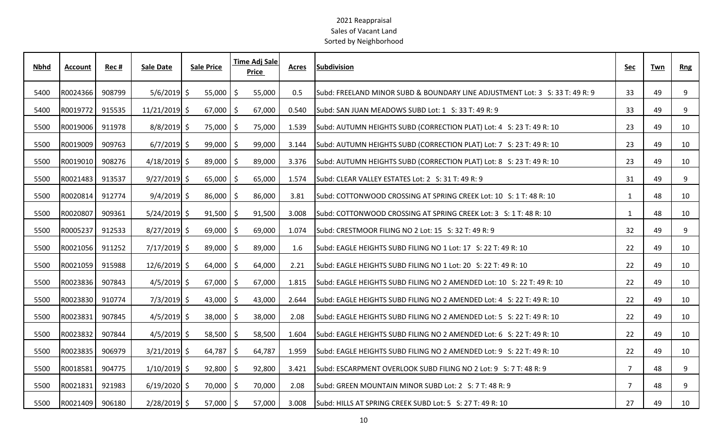# 2021 Reappraisal

## Sales of Vacant Land

### Sorted by Neighborhood

| Nbhd | Account | Rec # | Sale Date | Sale Price | Time Adj Sale Price | Acres | Subdivision | Sec | Twn | Rng |
|---|---|---|---|---|---|---|---|---|---|---|
| 5400 | R0024366 | 908799 | 5/6/2019 | $ 55,000 | $ 55,000 | 0.5 | Subd: FREELAND MINOR SUBD & BOUNDARY LINE ADJUSTMENT Lot: 3 S: 33 T: 49 R: 9 | 33 | 49 | 9 |
| 5400 | R0019772 | 915535 | 11/21/2019 | $ 67,000 | $ 67,000 | 0.540 | Subd: SAN JUAN MEADOWS SUBD Lot: 1 S: 33 T: 49 R: 9 | 33 | 49 | 9 |
| 5500 | R0019006 | 911978 | 8/8/2019 | $ 75,000 | $ 75,000 | 1.539 | Subd: AUTUMN HEIGHTS SUBD (CORRECTION PLAT) Lot: 4 S: 23 T: 49 R: 10 | 23 | 49 | 10 |
| 5500 | R0019009 | 909763 | 6/7/2019 | $ 99,000 | $ 99,000 | 3.144 | Subd: AUTUMN HEIGHTS SUBD (CORRECTION PLAT) Lot: 7 S: 23 T: 49 R: 10 | 23 | 49 | 10 |
| 5500 | R0019010 | 908276 | 4/18/2019 | $ 89,000 | $ 89,000 | 3.376 | Subd: AUTUMN HEIGHTS SUBD (CORRECTION PLAT) Lot: 8 S: 23 T: 49 R: 10 | 23 | 49 | 10 |
| 5500 | R0021483 | 913537 | 9/27/2019 | $ 65,000 | $ 65,000 | 1.574 | Subd: CLEAR VALLEY ESTATES Lot: 2 S: 31 T: 49 R: 9 | 31 | 49 | 9 |
| 5500 | R0020814 | 912774 | 9/4/2019 | $ 86,000 | $ 86,000 | 3.81 | Subd: COTTONWOOD CROSSING AT SPRING CREEK Lot: 10 S: 1 T: 48 R: 10 | 1 | 48 | 10 |
| 5500 | R0020807 | 909361 | 5/24/2019 | $ 91,500 | $ 91,500 | 3.008 | Subd: COTTONWOOD CROSSING AT SPRING CREEK Lot: 3 S: 1 T: 48 R: 10 | 1 | 48 | 10 |
| 5500 | R0005237 | 912533 | 8/27/2019 | $ 69,000 | $ 69,000 | 1.074 | Subd: CRESTMOOR FILING NO 2 Lot: 15 S: 32 T: 49 R: 9 | 32 | 49 | 9 |
| 5500 | R0021056 | 911252 | 7/17/2019 | $ 89,000 | $ 89,000 | 1.6 | Subd: EAGLE HEIGHTS SUBD FILING NO 1 Lot: 17 S: 22 T: 49 R: 10 | 22 | 49 | 10 |
| 5500 | R0021059 | 915988 | 12/6/2019 | $ 64,000 | $ 64,000 | 2.21 | Subd: EAGLE HEIGHTS SUBD FILING NO 1 Lot: 20 S: 22 T: 49 R: 10 | 22 | 49 | 10 |
| 5500 | R0023836 | 907843 | 4/5/2019 | $ 67,000 | $ 67,000 | 1.815 | Subd: EAGLE HEIGHTS SUBD FILING NO 2 AMENDED Lot: 10 S: 22 T: 49 R: 10 | 22 | 49 | 10 |
| 5500 | R0023830 | 910774 | 7/3/2019 | $ 43,000 | $ 43,000 | 2.644 | Subd: EAGLE HEIGHTS SUBD FILING NO 2 AMENDED Lot: 4 S: 22 T: 49 R: 10 | 22 | 49 | 10 |
| 5500 | R0023831 | 907845 | 4/5/2019 | $ 38,000 | $ 38,000 | 2.08 | Subd: EAGLE HEIGHTS SUBD FILING NO 2 AMENDED Lot: 5 S: 22 T: 49 R: 10 | 22 | 49 | 10 |
| 5500 | R0023832 | 907844 | 4/5/2019 | $ 58,500 | $ 58,500 | 1.604 | Subd: EAGLE HEIGHTS SUBD FILING NO 2 AMENDED Lot: 6 S: 22 T: 49 R: 10 | 22 | 49 | 10 |
| 5500 | R0023835 | 906979 | 3/21/2019 | $ 64,787 | $ 64,787 | 1.959 | Subd: EAGLE HEIGHTS SUBD FILING NO 2 AMENDED Lot: 9 S: 22 T: 49 R: 10 | 22 | 49 | 10 |
| 5500 | R0018581 | 904775 | 1/10/2019 | $ 92,800 | $ 92,800 | 3.421 | Subd: ESCARPMENT OVERLOOK SUBD FILING NO 2 Lot: 9 S: 7 T: 48 R: 9 | 7 | 48 | 9 |
| 5500 | R0021831 | 921983 | 6/19/2020 | $ 70,000 | $ 70,000 | 2.08 | Subd: GREEN MOUNTAIN MINOR SUBD Lot: 2 S: 7 T: 48 R: 9 | 7 | 48 | 9 |
| 5500 | R0021409 | 906180 | 2/28/2019 | $ 57,000 | $ 57,000 | 3.008 | Subd: HILLS AT SPRING CREEK SUBD Lot: 5 S: 27 T: 49 R: 10 | 27 | 49 | 10 |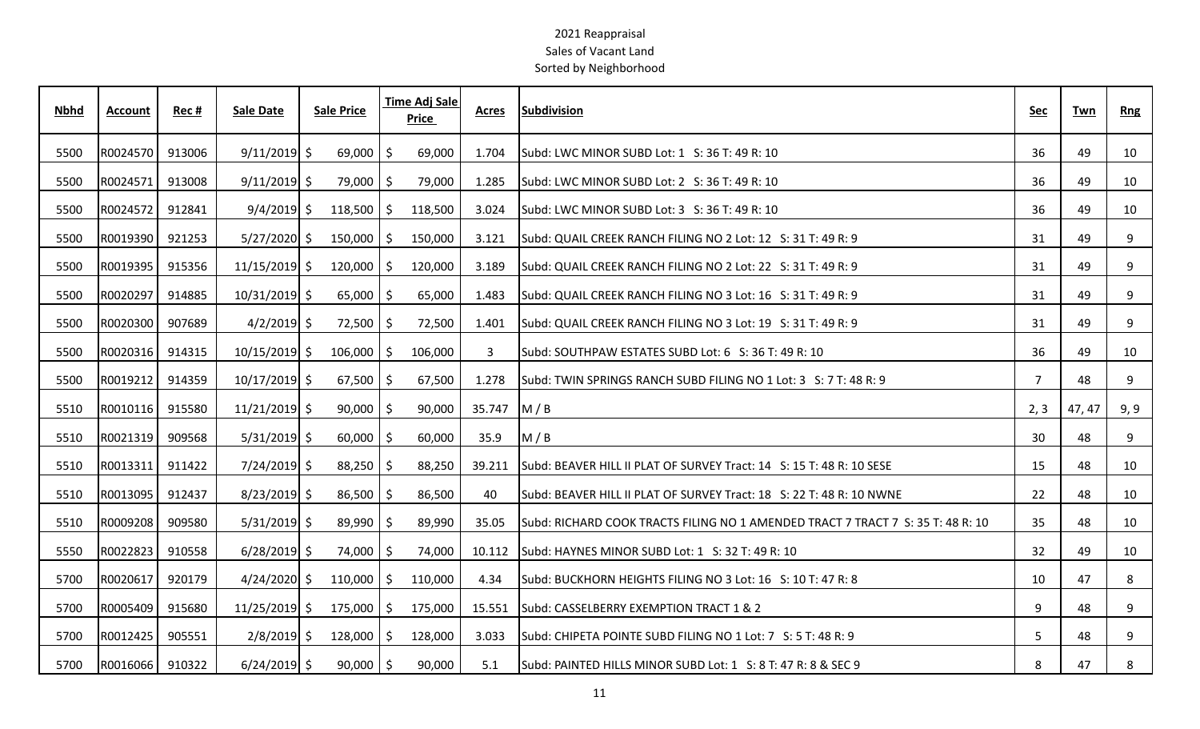2021 Reappraisal

Sales of Vacant Land

Sorted by Neighborhood

| Nbhd | Account | Rec # | Sale Date | Sale Price | Time Adj Sale Price | Acres | Subdivision | Sec | Twn | Rng |
|---|---|---|---|---|---|---|---|---|---|---|
| 5500 | R0024570 | 913006 | 9/11/2019 | $ 69,000 | $ 69,000 | 1.704 | Subd: LWC MINOR SUBD Lot: 1 S: 36 T: 49 R: 10 | 36 | 49 | 10 |
| 5500 | R0024571 | 913008 | 9/11/2019 | $ 79,000 | $ 79,000 | 1.285 | Subd: LWC MINOR SUBD Lot: 2 S: 36 T: 49 R: 10 | 36 | 49 | 10 |
| 5500 | R0024572 | 912841 | 9/4/2019 | $ 118,500 | $ 118,500 | 3.024 | Subd: LWC MINOR SUBD Lot: 3 S: 36 T: 49 R: 10 | 36 | 49 | 10 |
| 5500 | R0019390 | 921253 | 5/27/2020 | $ 150,000 | $ 150,000 | 3.121 | Subd: QUAIL CREEK RANCH FILING NO 2 Lot: 12 S: 31 T: 49 R: 9 | 31 | 49 | 9 |
| 5500 | R0019395 | 915356 | 11/15/2019 | $ 120,000 | $ 120,000 | 3.189 | Subd: QUAIL CREEK RANCH FILING NO 2 Lot: 22 S: 31 T: 49 R: 9 | 31 | 49 | 9 |
| 5500 | R0020297 | 914885 | 10/31/2019 | $ 65,000 | $ 65,000 | 1.483 | Subd: QUAIL CREEK RANCH FILING NO 3 Lot: 16 S: 31 T: 49 R: 9 | 31 | 49 | 9 |
| 5500 | R0020300 | 907689 | 4/2/2019 | $ 72,500 | $ 72,500 | 1.401 | Subd: QUAIL CREEK RANCH FILING NO 3 Lot: 19 S: 31 T: 49 R: 9 | 31 | 49 | 9 |
| 5500 | R0020316 | 914315 | 10/15/2019 | $ 106,000 | $ 106,000 | 3 | Subd: SOUTHPAW ESTATES SUBD Lot: 6 S: 36 T: 49 R: 10 | 36 | 49 | 10 |
| 5500 | R0019212 | 914359 | 10/17/2019 | $ 67,500 | $ 67,500 | 1.278 | Subd: TWIN SPRINGS RANCH SUBD FILING NO 1 Lot: 3 S: 7 T: 48 R: 9 | 7 | 48 | 9 |
| 5510 | R0010116 | 915580 | 11/21/2019 | $ 90,000 | $ 90,000 | 35.747 | M / B | 2, 3 | 47, 47 | 9, 9 |
| 5510 | R0021319 | 909568 | 5/31/2019 | $ 60,000 | $ 60,000 | 35.9 | M / B | 30 | 48 | 9 |
| 5510 | R0013311 | 911422 | 7/24/2019 | $ 88,250 | $ 88,250 | 39.211 | Subd: BEAVER HILL II PLAT OF SURVEY Tract: 14 S: 15 T: 48 R: 10 SESE | 15 | 48 | 10 |
| 5510 | R0013095 | 912437 | 8/23/2019 | $ 86,500 | $ 86,500 | 40 | Subd: BEAVER HILL II PLAT OF SURVEY Tract: 18 S: 22 T: 48 R: 10 NWNE | 22 | 48 | 10 |
| 5510 | R0009208 | 909580 | 5/31/2019 | $ 89,990 | $ 89,990 | 35.05 | Subd: RICHARD COOK TRACTS FILING NO 1 AMENDED TRACT 7 TRACT 7 S: 35 T: 48 R: 10 | 35 | 48 | 10 |
| 5550 | R0022823 | 910558 | 6/28/2019 | $ 74,000 | $ 74,000 | 10.112 | Subd: HAYNES MINOR SUBD Lot: 1 S: 32 T: 49 R: 10 | 32 | 49 | 10 |
| 5700 | R0020617 | 920179 | 4/24/2020 | $ 110,000 | $ 110,000 | 4.34 | Subd: BUCKHORN HEIGHTS FILING NO 3 Lot: 16 S: 10 T: 47 R: 8 | 10 | 47 | 8 |
| 5700 | R0005409 | 915680 | 11/25/2019 | $ 175,000 | $ 175,000 | 15.551 | Subd: CASSELBERRY EXEMPTION TRACT 1 & 2 | 9 | 48 | 9 |
| 5700 | R0012425 | 905551 | 2/8/2019 | $ 128,000 | $ 128,000 | 3.033 | Subd: CHIPETA POINTE SUBD FILING NO 1 Lot: 7 S: 5 T: 48 R: 9 | 5 | 48 | 9 |
| 5700 | R0016066 | 910322 | 6/24/2019 | $ 90,000 | $ 90,000 | 5.1 | Subd: PAINTED HILLS MINOR SUBD Lot: 1 S: 8 T: 47 R: 8 & SEC 9 | 8 | 47 | 8 |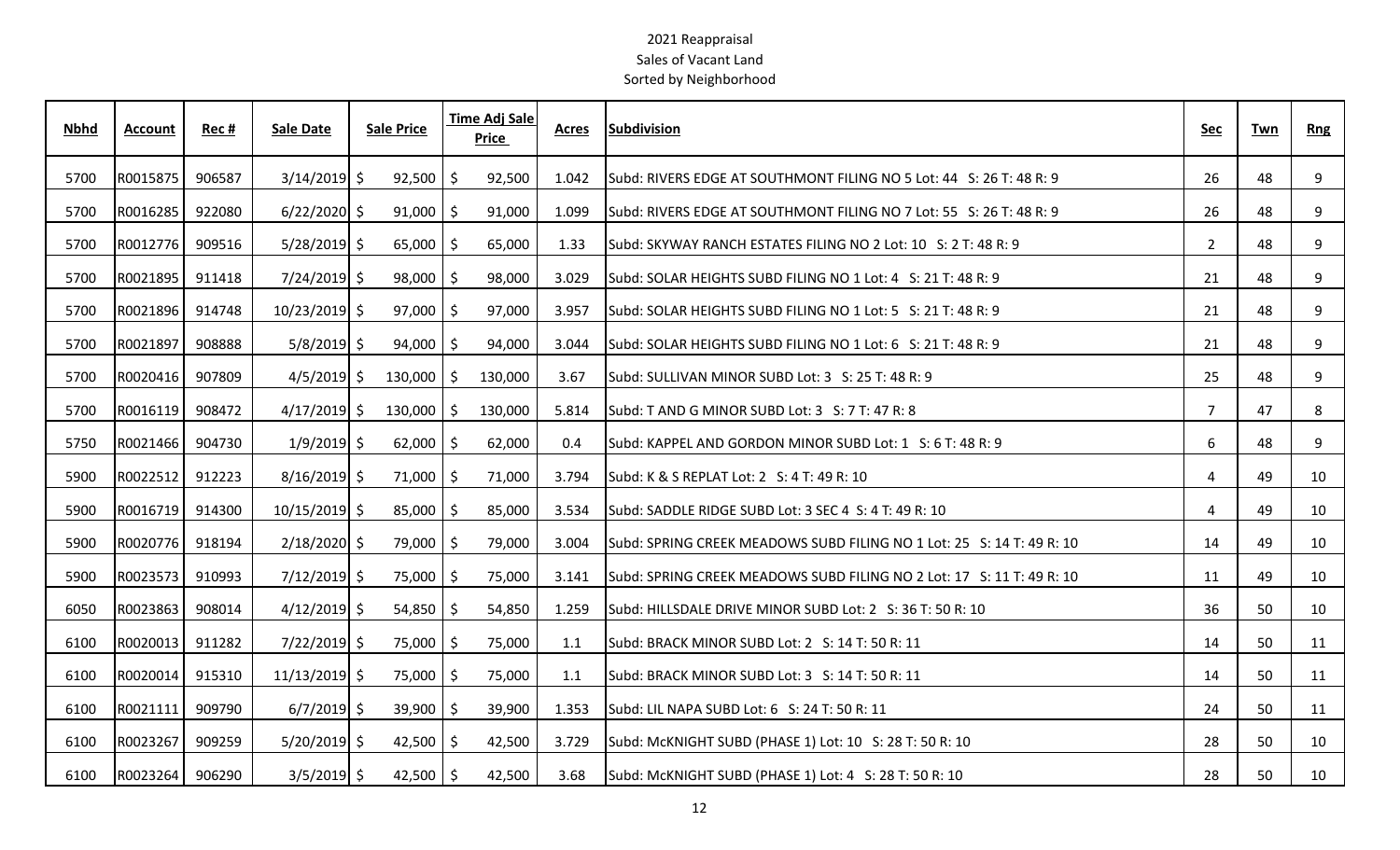2021 Reappraisal
Sales of Vacant Land
Sorted by Neighborhood

| Nbhd | Account | Rec # | Sale Date | Sale Price | Time Adj Sale Price | Acres | Subdivision | Sec | Twn | Rng |
|---|---|---|---|---|---|---|---|---|---|---|
| 5700 | R0015875 | 906587 | 3/14/2019 | $ 92,500 | $ 92,500 | 1.042 | Subd: RIVERS EDGE AT SOUTHMONT FILING NO 5 Lot: 44 S: 26 T: 48 R: 9 | 26 | 48 | 9 |
| 5700 | R0016285 | 922080 | 6/22/2020 | $ 91,000 | $ 91,000 | 1.099 | Subd: RIVERS EDGE AT SOUTHMONT FILING NO 7 Lot: 55 S: 26 T: 48 R: 9 | 26 | 48 | 9 |
| 5700 | R0012776 | 909516 | 5/28/2019 | $ 65,000 | $ 65,000 | 1.33 | Subd: SKYWAY RANCH ESTATES FILING NO 2 Lot: 10 S: 2 T: 48 R: 9 | 2 | 48 | 9 |
| 5700 | R0021895 | 911418 | 7/24/2019 | $ 98,000 | $ 98,000 | 3.029 | Subd: SOLAR HEIGHTS SUBD FILING NO 1 Lot: 4 S: 21 T: 48 R: 9 | 21 | 48 | 9 |
| 5700 | R0021896 | 914748 | 10/23/2019 | $ 97,000 | $ 97,000 | 3.957 | Subd: SOLAR HEIGHTS SUBD FILING NO 1 Lot: 5 S: 21 T: 48 R: 9 | 21 | 48 | 9 |
| 5700 | R0021897 | 908888 | 5/8/2019 | $ 94,000 | $ 94,000 | 3.044 | Subd: SOLAR HEIGHTS SUBD FILING NO 1 Lot: 6 S: 21 T: 48 R: 9 | 21 | 48 | 9 |
| 5700 | R0020416 | 907809 | 4/5/2019 | $ 130,000 | $ 130,000 | 3.67 | Subd: SULLIVAN MINOR SUBD Lot: 3 S: 25 T: 48 R: 9 | 25 | 48 | 9 |
| 5700 | R0016119 | 908472 | 4/17/2019 | $ 130,000 | $ 130,000 | 5.814 | Subd: T AND G MINOR SUBD Lot: 3 S: 7 T: 47 R: 8 | 7 | 47 | 8 |
| 5750 | R0021466 | 904730 | 1/9/2019 | $ 62,000 | $ 62,000 | 0.4 | Subd: KAPPEL AND GORDON MINOR SUBD Lot: 1 S: 6 T: 48 R: 9 | 6 | 48 | 9 |
| 5900 | R0022512 | 912223 | 8/16/2019 | $ 71,000 | $ 71,000 | 3.794 | Subd: K & S REPLAT Lot: 2 S: 4 T: 49 R: 10 | 4 | 49 | 10 |
| 5900 | R0016719 | 914300 | 10/15/2019 | $ 85,000 | $ 85,000 | 3.534 | Subd: SADDLE RIDGE SUBD Lot: 3 SEC 4 S: 4 T: 49 R: 10 | 4 | 49 | 10 |
| 5900 | R0020776 | 918194 | 2/18/2020 | $ 79,000 | $ 79,000 | 3.004 | Subd: SPRING CREEK MEADOWS SUBD FILING NO 1 Lot: 25 S: 14 T: 49 R: 10 | 14 | 49 | 10 |
| 5900 | R0023573 | 910993 | 7/12/2019 | $ 75,000 | $ 75,000 | 3.141 | Subd: SPRING CREEK MEADOWS SUBD FILING NO 2 Lot: 17 S: 11 T: 49 R: 10 | 11 | 49 | 10 |
| 6050 | R0023863 | 908014 | 4/12/2019 | $ 54,850 | $ 54,850 | 1.259 | Subd: HILLSDALE DRIVE MINOR SUBD Lot: 2 S: 36 T: 50 R: 10 | 36 | 50 | 10 |
| 6100 | R0020013 | 911282 | 7/22/2019 | $ 75,000 | $ 75,000 | 1.1 | Subd: BRACK MINOR SUBD Lot: 2 S: 14 T: 50 R: 11 | 14 | 50 | 11 |
| 6100 | R0020014 | 915310 | 11/13/2019 | $ 75,000 | $ 75,000 | 1.1 | Subd: BRACK MINOR SUBD Lot: 3 S: 14 T: 50 R: 11 | 14 | 50 | 11 |
| 6100 | R0021111 | 909790 | 6/7/2019 | $ 39,900 | $ 39,900 | 1.353 | Subd: LIL NAPA SUBD Lot: 6 S: 24 T: 50 R: 11 | 24 | 50 | 11 |
| 6100 | R0023267 | 909259 | 5/20/2019 | $ 42,500 | $ 42,500 | 3.729 | Subd: McKNIGHT SUBD (PHASE 1) Lot: 10 S: 28 T: 50 R: 10 | 28 | 50 | 10 |
| 6100 | R0023264 | 906290 | 3/5/2019 | $ 42,500 | $ 42,500 | 3.68 | Subd: McKNIGHT SUBD (PHASE 1) Lot: 4 S: 28 T: 50 R: 10 | 28 | 50 | 10 |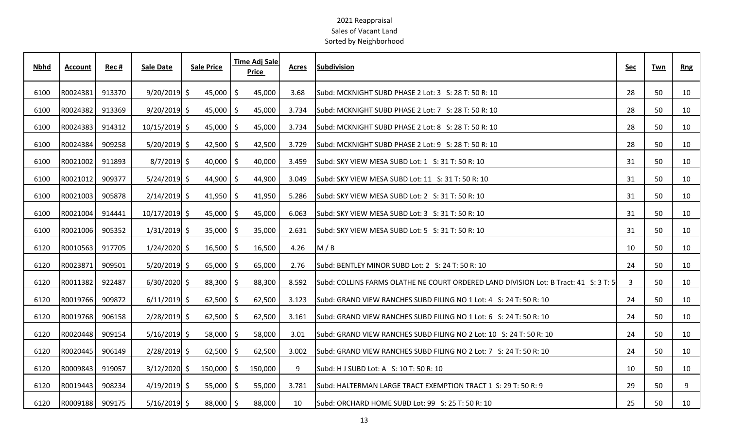# 2021 Reappraisal

## Sales of Vacant Land

### Sorted by Neighborhood

| Nbhd | Account | Rec # | Sale Date | Sale Price | Time Adj Sale Price | Acres | Subdivision | Sec | Twn | Rng |
|---|---|---|---|---|---|---|---|---|---|---|
| 6100 | R0024381 | 913370 | 9/20/2019 | $ 45,000 | $ 45,000 | 3.68 | Subd: MCKNIGHT SUBD PHASE 2 Lot: 3 S: 28 T: 50 R: 10 | 28 | 50 | 10 |
| 6100 | R0024382 | 913369 | 9/20/2019 | $ 45,000 | $ 45,000 | 3.734 | Subd: MCKNIGHT SUBD PHASE 2 Lot: 7 S: 28 T: 50 R: 10 | 28 | 50 | 10 |
| 6100 | R0024383 | 914312 | 10/15/2019 | $ 45,000 | $ 45,000 | 3.734 | Subd: MCKNIGHT SUBD PHASE 2 Lot: 8 S: 28 T: 50 R: 10 | 28 | 50 | 10 |
| 6100 | R0024384 | 909258 | 5/20/2019 | $ 42,500 | $ 42,500 | 3.729 | Subd: MCKNIGHT SUBD PHASE 2 Lot: 9 S: 28 T: 50 R: 10 | 28 | 50 | 10 |
| 6100 | R0021002 | 911893 | 8/7/2019 | $ 40,000 | $ 40,000 | 3.459 | Subd: SKY VIEW MESA SUBD Lot: 1 S: 31 T: 50 R: 10 | 31 | 50 | 10 |
| 6100 | R0021012 | 909377 | 5/24/2019 | $ 44,900 | $ 44,900 | 3.049 | Subd: SKY VIEW MESA SUBD Lot: 11 S: 31 T: 50 R: 10 | 31 | 50 | 10 |
| 6100 | R0021003 | 905878 | 2/14/2019 | $ 41,950 | $ 41,950 | 5.286 | Subd: SKY VIEW MESA SUBD Lot: 2 S: 31 T: 50 R: 10 | 31 | 50 | 10 |
| 6100 | R0021004 | 914441 | 10/17/2019 | $ 45,000 | $ 45,000 | 6.063 | Subd: SKY VIEW MESA SUBD Lot: 3 S: 31 T: 50 R: 10 | 31 | 50 | 10 |
| 6100 | R0021006 | 905352 | 1/31/2019 | $ 35,000 | $ 35,000 | 2.631 | Subd: SKY VIEW MESA SUBD Lot: 5 S: 31 T: 50 R: 10 | 31 | 50 | 10 |
| 6120 | R0010563 | 917705 | 1/24/2020 | $ 16,500 | $ 16,500 | 4.26 | M / B | 10 | 50 | 10 |
| 6120 | R0023871 | 909501 | 5/20/2019 | $ 65,000 | $ 65,000 | 2.76 | Subd: BENTLEY MINOR SUBD Lot: 2 S: 24 T: 50 R: 10 | 24 | 50 | 10 |
| 6120 | R0011382 | 922487 | 6/30/2020 | $ 88,300 | $ 88,300 | 8.592 | Subd: COLLINS FARMS OLATHE NE COURT ORDERED LAND DIVISION Lot: B Tract: 41 S: 3 T: 5 | 3 | 50 | 10 |
| 6120 | R0019766 | 909872 | 6/11/2019 | $ 62,500 | $ 62,500 | 3.123 | Subd: GRAND VIEW RANCHES SUBD FILING NO 1 Lot: 4 S: 24 T: 50 R: 10 | 24 | 50 | 10 |
| 6120 | R0019768 | 906158 | 2/28/2019 | $ 62,500 | $ 62,500 | 3.161 | Subd: GRAND VIEW RANCHES SUBD FILING NO 1 Lot: 6 S: 24 T: 50 R: 10 | 24 | 50 | 10 |
| 6120 | R0020448 | 909154 | 5/16/2019 | $ 58,000 | $ 58,000 | 3.01 | Subd: GRAND VIEW RANCHES SUBD FILING NO 2 Lot: 10 S: 24 T: 50 R: 10 | 24 | 50 | 10 |
| 6120 | R0020445 | 906149 | 2/28/2019 | $ 62,500 | $ 62,500 | 3.002 | Subd: GRAND VIEW RANCHES SUBD FILING NO 2 Lot: 7 S: 24 T: 50 R: 10 | 24 | 50 | 10 |
| 6120 | R0009843 | 919057 | 3/12/2020 | $ 150,000 | $ 150,000 | 9 | Subd: H J SUBD Lot: A S: 10 T: 50 R: 10 | 10 | 50 | 10 |
| 6120 | R0019443 | 908234 | 4/19/2019 | $ 55,000 | $ 55,000 | 3.781 | Subd: HALTERMAN LARGE TRACT EXEMPTION TRACT 1 S: 29 T: 50 R: 9 | 29 | 50 | 9 |
| 6120 | R0009188 | 909175 | 5/16/2019 | $ 88,000 | $ 88,000 | 10 | Subd: ORCHARD HOME SUBD Lot: 99 S: 25 T: 50 R: 10 | 25 | 50 | 10 |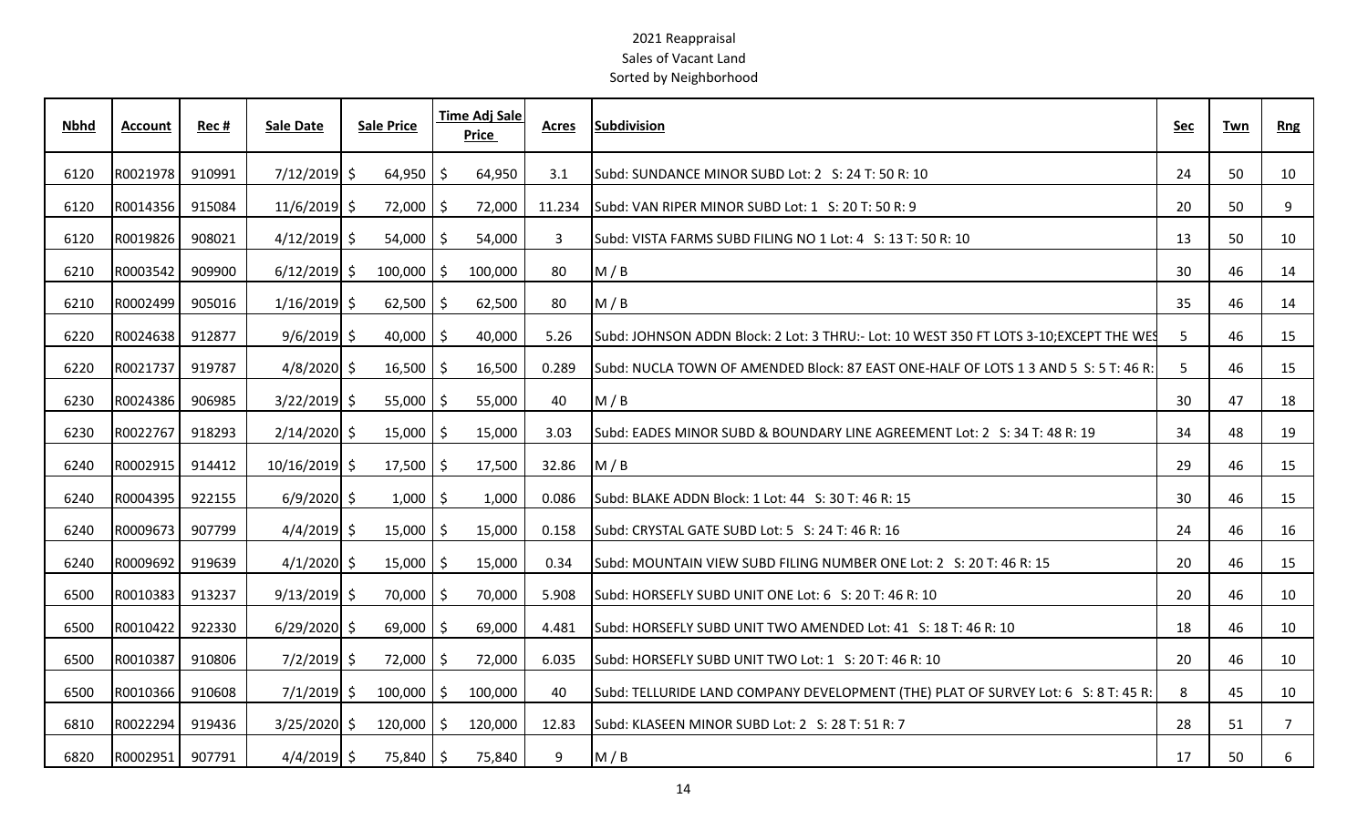2021 Reappraisal
Sales of Vacant Land
Sorted by Neighborhood

| Nbhd | Account | Rec # | Sale Date | Sale Price | Time Adj Sale Price | Acres | Subdivision | Sec | Twn | Rng |
|---|---|---|---|---|---|---|---|---|---|---|
| 6120 | R0021978 | 910991 | 7/12/2019 | $ 64,950 | $ 64,950 | 3.1 | Subd: SUNDANCE MINOR SUBD Lot: 2 S: 24 T: 50 R: 10 | 24 | 50 | 10 |
| 6120 | R0014356 | 915084 | 11/6/2019 | $ 72,000 | $ 72,000 | 11.234 | Subd: VAN RIPER MINOR SUBD Lot: 1 S: 20 T: 50 R: 9 | 20 | 50 | 9 |
| 6120 | R0019826 | 908021 | 4/12/2019 | $ 54,000 | $ 54,000 | 3 | Subd: VISTA FARMS SUBD FILING NO 1 Lot: 4 S: 13 T: 50 R: 10 | 13 | 50 | 10 |
| 6210 | R0003542 | 909900 | 6/12/2019 | $ 100,000 | $ 100,000 | 80 | M / B | 30 | 46 | 14 |
| 6210 | R0002499 | 905016 | 1/16/2019 | $ 62,500 | $ 62,500 | 80 | M / B | 35 | 46 | 14 |
| 6220 | R0024638 | 912877 | 9/6/2019 | $ 40,000 | $ 40,000 | 5.26 | Subd: JOHNSON ADDN Block: 2 Lot: 3 THRU:- Lot: 10 WEST 350 FT LOTS 3-10;EXCEPT THE WES | 5 | 46 | 15 |
| 6220 | R0021737 | 919787 | 4/8/2020 | $ 16,500 | $ 16,500 | 0.289 | Subd: NUCLA TOWN OF AMENDED Block: 87 EAST ONE-HALF OF LOTS 1 3 AND 5 S: 5 T: 46 R: | 5 | 46 | 15 |
| 6230 | R0024386 | 906985 | 3/22/2019 | $ 55,000 | $ 55,000 | 40 | M / B | 30 | 47 | 18 |
| 6230 | R0022767 | 918293 | 2/14/2020 | $ 15,000 | $ 15,000 | 3.03 | Subd: EADES MINOR SUBD & BOUNDARY LINE AGREEMENT Lot: 2 S: 34 T: 48 R: 19 | 34 | 48 | 19 |
| 6240 | R0002915 | 914412 | 10/16/2019 | $ 17,500 | $ 17,500 | 32.86 | M / B | 29 | 46 | 15 |
| 6240 | R0004395 | 922155 | 6/9/2020 | $ 1,000 | $ 1,000 | 0.086 | Subd: BLAKE ADDN Block: 1 Lot: 44 S: 30 T: 46 R: 15 | 30 | 46 | 15 |
| 6240 | R0009673 | 907799 | 4/4/2019 | $ 15,000 | $ 15,000 | 0.158 | Subd: CRYSTAL GATE SUBD Lot: 5 S: 24 T: 46 R: 16 | 24 | 46 | 16 |
| 6240 | R0009692 | 919639 | 4/1/2020 | $ 15,000 | $ 15,000 | 0.34 | Subd: MOUNTAIN VIEW SUBD FILING NUMBER ONE Lot: 2 S: 20 T: 46 R: 15 | 20 | 46 | 15 |
| 6500 | R0010383 | 913237 | 9/13/2019 | $ 70,000 | $ 70,000 | 5.908 | Subd: HORSEFLY SUBD UNIT ONE Lot: 6 S: 20 T: 46 R: 10 | 20 | 46 | 10 |
| 6500 | R0010422 | 922330 | 6/29/2020 | $ 69,000 | $ 69,000 | 4.481 | Subd: HORSEFLY SUBD UNIT TWO AMENDED Lot: 41 S: 18 T: 46 R: 10 | 18 | 46 | 10 |
| 6500 | R0010387 | 910806 | 7/2/2019 | $ 72,000 | $ 72,000 | 6.035 | Subd: HORSEFLY SUBD UNIT TWO Lot: 1 S: 20 T: 46 R: 10 | 20 | 46 | 10 |
| 6500 | R0010366 | 910608 | 7/1/2019 | $ 100,000 | $ 100,000 | 40 | Subd: TELLURIDE LAND COMPANY DEVELOPMENT (THE) PLAT OF SURVEY Lot: 6 S: 8 T: 45 R: | 8 | 45 | 10 |
| 6810 | R0022294 | 919436 | 3/25/2020 | $ 120,000 | $ 120,000 | 12.83 | Subd: KLASEEN MINOR SUBD Lot: 2 S: 28 T: 51 R: 7 | 28 | 51 | 7 |
| 6820 | R0002951 | 907791 | 4/4/2019 | $ 75,840 | $ 75,840 | 9 | M / B | 17 | 50 | 6 |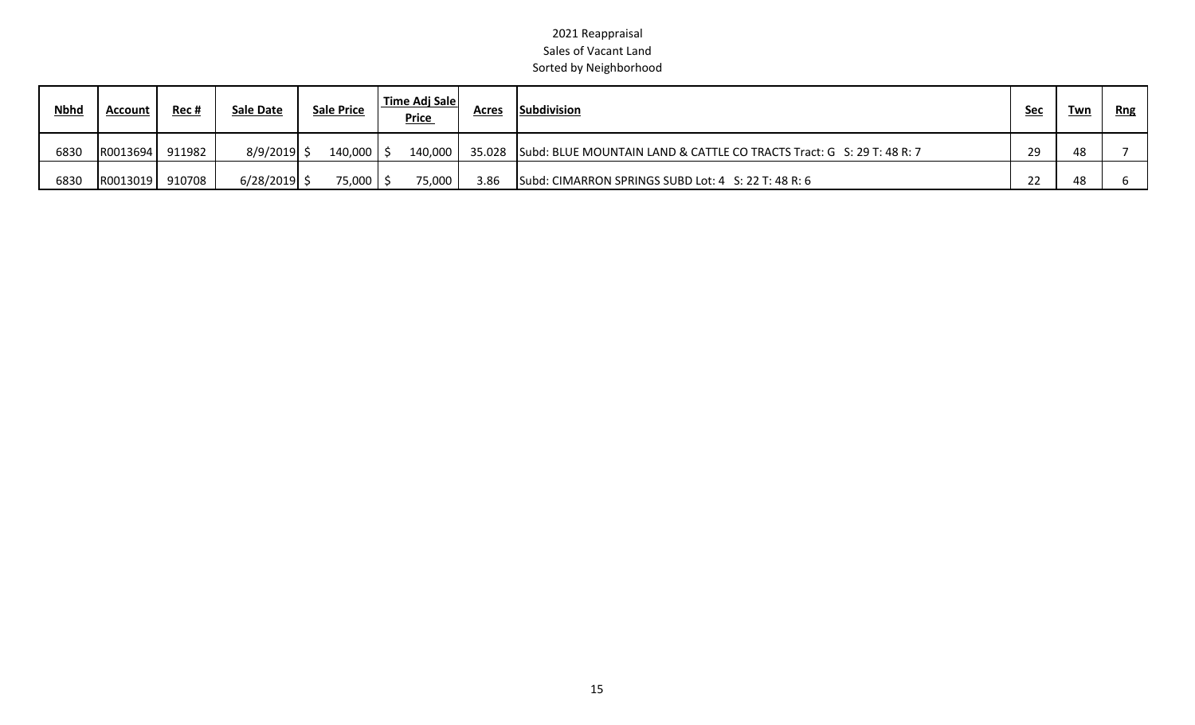2021 Reappraisal
Sales of Vacant Land
Sorted by Neighborhood

| Nbhd | Account | Rec # | Sale Date | Sale Price | Time Adj Sale Price | Acres | Subdivision | Sec | Twn | Rng |
|---|---|---|---|---|---|---|---|---|---|---|
| 6830 | R0013694 | 911982 | 8/9/2019 | $ 140,000 | $ 140,000 | 35.028 | Subd: BLUE MOUNTAIN LAND & CATTLE CO TRACTS Tract: G S: 29 T: 48 R: 7 | 29 | 48 | 7 |
| 6830 | R0013019 | 910708 | 6/28/2019 | $ 75,000 | $ 75,000 | 3.86 | Subd: CIMARRON SPRINGS SUBD Lot: 4 S: 22 T: 48 R: 6 | 22 | 48 | 6 |